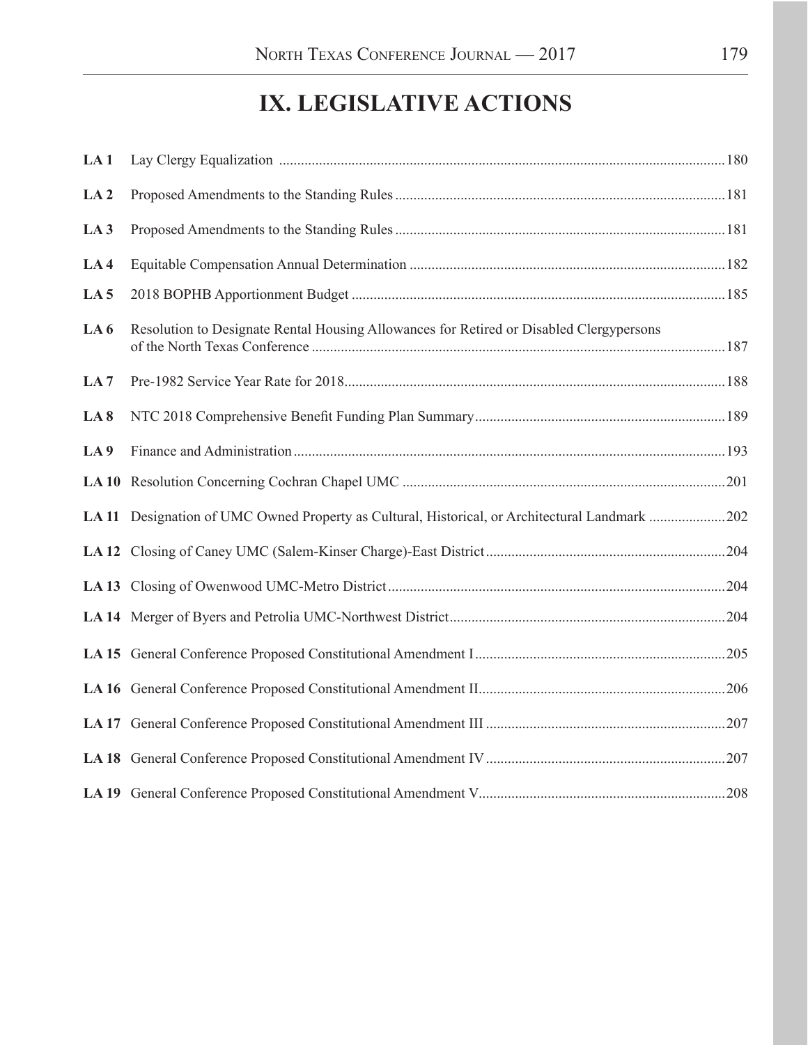# IX. LEGISLATIVE ACTIONS

| | | |
|---|---|---|
| **LA 1** | Lay Clergy Equalization | 180 |
| **LA 2** | Proposed Amendments to the Standing Rules | 181 |
| **LA 3** | Proposed Amendments to the Standing Rules | 181 |
| **LA 4** | Equitable Compensation Annual Determination | 182 |
| **LA 5** | 2018 BOPHB Apportionment Budget | 185 |
| **LA 6** | Resolution to Designate Rental Housing Allowances for Retired or Disabled Clergypersons of the North Texas Conference | 187 |
| **LA 7** | Pre-1982 Service Year Rate for 2018 | 188 |
| **LA 8** | NTC 2018 Comprehensive Benefit Funding Plan Summary | 189 |
| **LA 9** | Finance and Administration | 193 |
| **LA 10** | Resolution Concerning Cochran Chapel UMC | 201 |
| **LA 11** | Designation of UMC Owned Property as Cultural, Historical, or Architectural Landmark | 202 |
| **LA 12** | Closing of Caney UMC (Salem-Kinser Charge)-East District | 204 |
| **LA 13** | Closing of Owenwood UMC-Metro District | 204 |
| **LA 14** | Merger of Byers and Petrolia UMC-Northwest District | 204 |
| **LA 15** | General Conference Proposed Constitutional Amendment I | 205 |
| **LA 16** | General Conference Proposed Constitutional Amendment II | 206 |
| **LA 17** | General Conference Proposed Constitutional Amendment III | 207 |
| **LA 18** | General Conference Proposed Constitutional Amendment IV | 207 |
| **LA 19** | General Conference Proposed Constitutional Amendment V | 208 |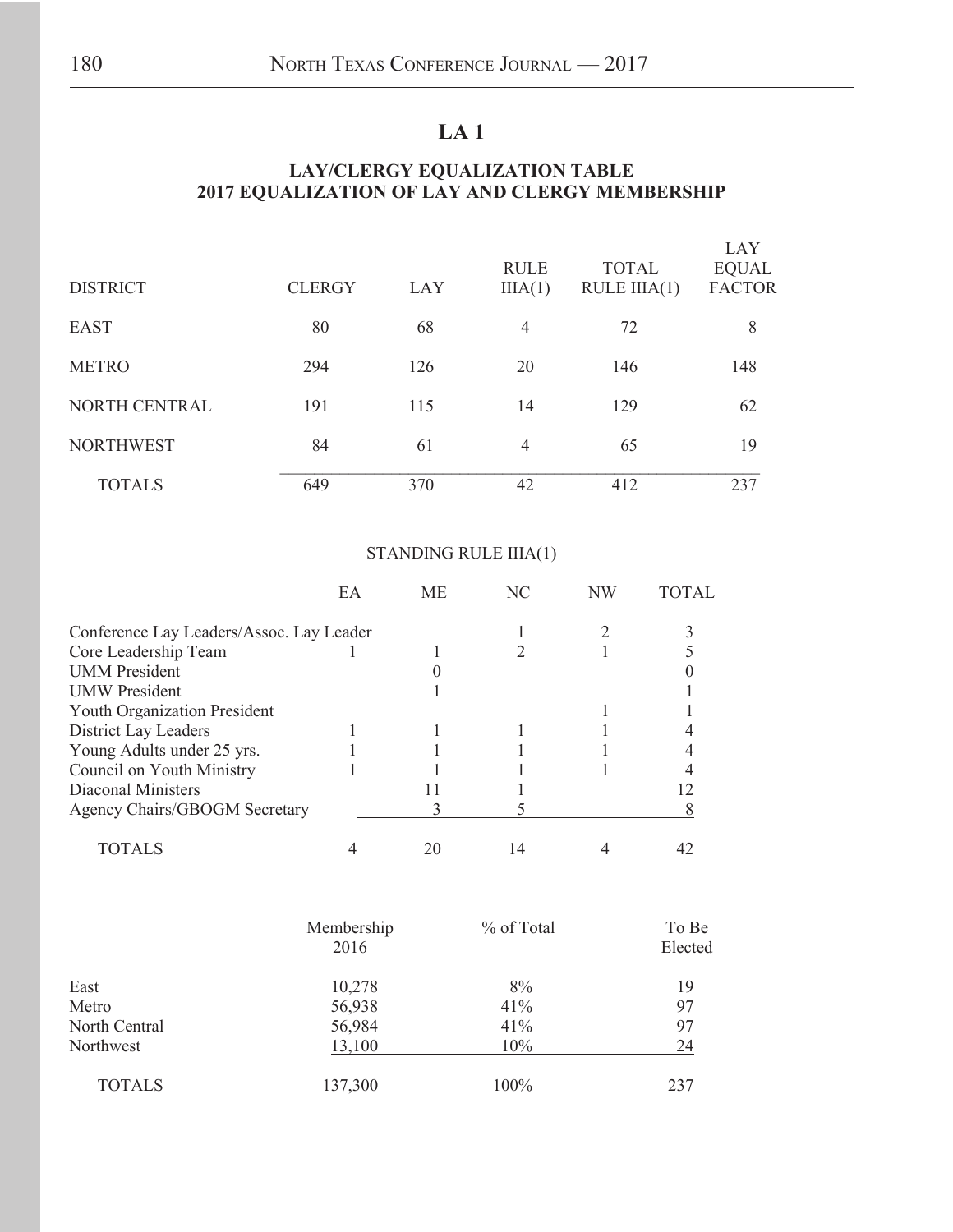# LA 1

## LAY/CLERGY EQUALIZATION TABLE
## 2017 EQUALIZATION OF LAY AND CLERGY MEMBERSHIP

| DISTRICT | CLERGY | LAY | RULE IIIA(1) | TOTAL RULE IIIA(1) | LAY EQUAL FACTOR |
|---|---|---|---|---|---|
| EAST | 80 | 68 | 4 | 72 | 8 |
| METRO | 294 | 126 | 20 | 146 | 148 |
| NORTH CENTRAL | 191 | 115 | 14 | 129 | 62 |
| NORTHWEST | 84 | 61 | 4 | 65 | 19 |
| TOTALS | 649 | 370 | 42 | 412 | 237 |

### STANDING RULE IIIA(1)

| | EA | ME | NC | NW | TOTAL |
|---|---|---|---|---|---|
| Conference Lay Leaders/Assoc. Lay Leader | | | 1 | 2 | 3 |
| Core Leadership Team | 1 | 1 | 2 | 1 | 5 |
| UMM President | | 0 | | | 0 |
| UMW President | | 1 | | | 1 |
| Youth Organization President | | | | 1 | 1 |
| District Lay Leaders | 1 | 1 | 1 | 1 | 4 |
| Young Adults under 25 yrs. | 1 | 1 | 1 | 1 | 4 |
| Council on Youth Ministry | 1 | 1 | 1 | 1 | 4 |
| Diaconal Ministers | | 11 | 1 | | 12 |
| Agency Chairs/GBOGM Secretary | | 3 | 5 | | 8 |
| TOTALS | 4 | 20 | 14 | 4 | 42 |

| | Membership 2016 | % of Total | To Be Elected |
|---|---|---|---|
| East | 10,278 | 8% | 19 |
| Metro | 56,938 | 41% | 97 |
| North Central | 56,984 | 41% | 97 |
| Northwest | 13,100 | 10% | 24 |
| TOTALS | 137,300 | 100% | 237 |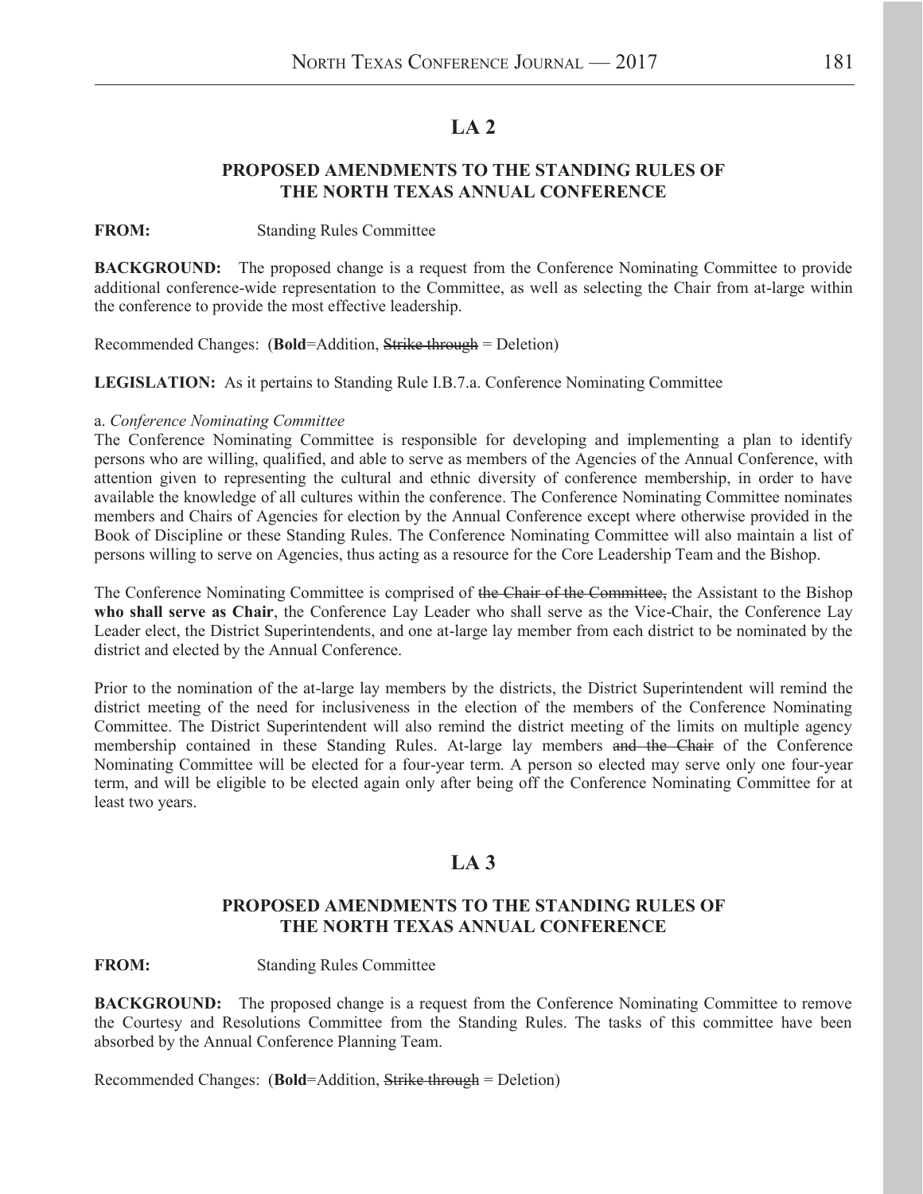# LA 2

## PROPOSED AMENDMENTS TO THE STANDING RULES OF THE NORTH TEXAS ANNUAL CONFERENCE

**FROM:** Standing Rules Committee

**BACKGROUND:** The proposed change is a request from the Conference Nominating Committee to provide additional conference-wide representation to the Committee, as well as selecting the Chair from at-large within the conference to provide the most effective leadership.

Recommended Changes: (**Bold**=Addition, ~~Strike through~~ = Deletion)

**LEGISLATION:** As it pertains to Standing Rule I.B.7.a. Conference Nominating Committee

a. *Conference Nominating Committee*

The Conference Nominating Committee is responsible for developing and implementing a plan to identify persons who are willing, qualified, and able to serve as members of the Agencies of the Annual Conference, with attention given to representing the cultural and ethnic diversity of conference membership, in order to have available the knowledge of all cultures within the conference. The Conference Nominating Committee nominates members and Chairs of Agencies for election by the Annual Conference except where otherwise provided in the Book of Discipline or these Standing Rules. The Conference Nominating Committee will also maintain a list of persons willing to serve on Agencies, thus acting as a resource for the Core Leadership Team and the Bishop.

The Conference Nominating Committee is comprised of ~~the Chair of the Committee,~~ the Assistant to the Bishop **who shall serve as Chair**, the Conference Lay Leader who shall serve as the Vice-Chair, the Conference Lay Leader elect, the District Superintendents, and one at-large lay member from each district to be nominated by the district and elected by the Annual Conference.

Prior to the nomination of the at-large lay members by the districts, the District Superintendent will remind the district meeting of the need for inclusiveness in the election of the members of the Conference Nominating Committee. The District Superintendent will also remind the district meeting of the limits on multiple agency membership contained in these Standing Rules. At-large lay members ~~and the Chair~~ of the Conference Nominating Committee will be elected for a four-year term. A person so elected may serve only one four-year term, and will be eligible to be elected again only after being off the Conference Nominating Committee for at least two years.

# LA 3

## PROPOSED AMENDMENTS TO THE STANDING RULES OF THE NORTH TEXAS ANNUAL CONFERENCE

**FROM:** Standing Rules Committee

**BACKGROUND:** The proposed change is a request from the Conference Nominating Committee to remove the Courtesy and Resolutions Committee from the Standing Rules. The tasks of this committee have been absorbed by the Annual Conference Planning Team.

Recommended Changes: (**Bold**=Addition, ~~Strike through~~ = Deletion)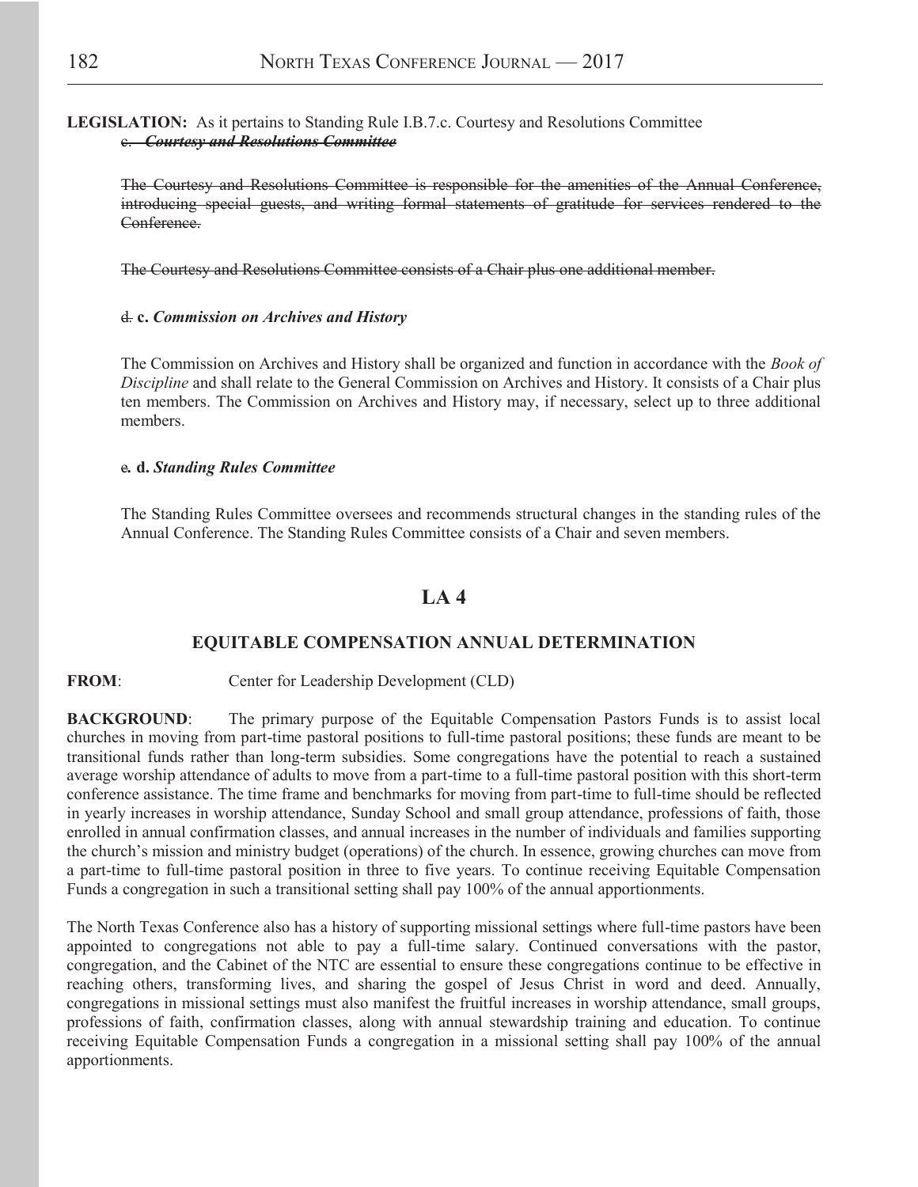**LEGISLATION:** As it pertains to Standing Rule I.B.7.c. Courtesy and Resolutions Committee

~~c. *Courtesy and Resolutions Committee*~~

~~The Courtesy and Resolutions Committee is responsible for the amenities of the Annual Conference, introducing special guests, and writing formal statements of gratitude for services rendered to the Conference.~~

~~The Courtesy and Resolutions Committee consists of a Chair plus one additional member.~~

~~d.~~ **c.** ***Commission on Archives and History***

The Commission on Archives and History shall be organized and function in accordance with the *Book of Discipline* and shall relate to the General Commission on Archives and History. It consists of a Chair plus ten members. The Commission on Archives and History may, if necessary, select up to three additional members.

~~e.~~ **d.** ***Standing Rules Committee***

The Standing Rules Committee oversees and recommends structural changes in the standing rules of the Annual Conference. The Standing Rules Committee consists of a Chair and seven members.

## LA 4

### EQUITABLE COMPENSATION ANNUAL DETERMINATION

**FROM**: Center for Leadership Development (CLD)

**BACKGROUND**: The primary purpose of the Equitable Compensation Pastors Funds is to assist local churches in moving from part-time pastoral positions to full-time pastoral positions; these funds are meant to be transitional funds rather than long-term subsidies. Some congregations have the potential to reach a sustained average worship attendance of adults to move from a part-time to a full-time pastoral position with this short-term conference assistance. The time frame and benchmarks for moving from part-time to full-time should be reflected in yearly increases in worship attendance, Sunday School and small group attendance, professions of faith, those enrolled in annual confirmation classes, and annual increases in the number of individuals and families supporting the church's mission and ministry budget (operations) of the church. In essence, growing churches can move from a part-time to full-time pastoral position in three to five years. To continue receiving Equitable Compensation Funds a congregation in such a transitional setting shall pay 100% of the annual apportionments.

The North Texas Conference also has a history of supporting missional settings where full-time pastors have been appointed to congregations not able to pay a full-time salary. Continued conversations with the pastor, congregation, and the Cabinet of the NTC are essential to ensure these congregations continue to be effective in reaching others, transforming lives, and sharing the gospel of Jesus Christ in word and deed. Annually, congregations in missional settings must also manifest the fruitful increases in worship attendance, small groups, professions of faith, confirmation classes, along with annual stewardship training and education. To continue receiving Equitable Compensation Funds a congregation in a missional setting shall pay 100% of the annual apportionments.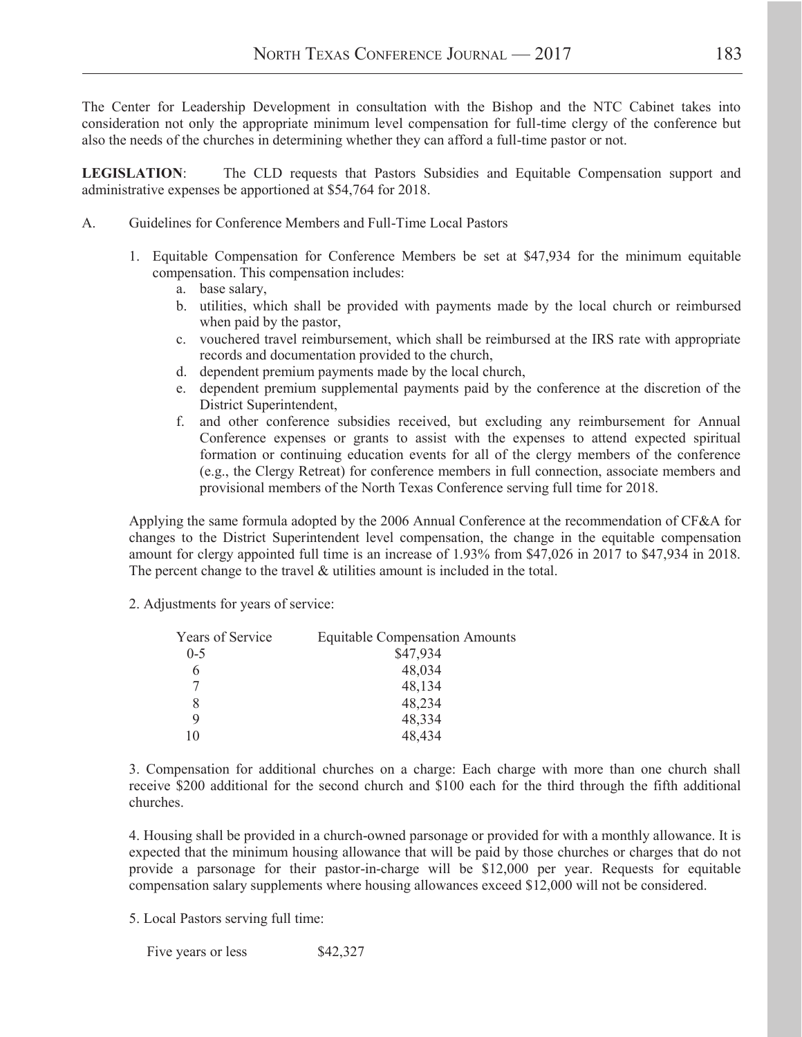The Center for Leadership Development in consultation with the Bishop and the NTC Cabinet takes into consideration not only the appropriate minimum level compensation for full-time clergy of the conference but also the needs of the churches in determining whether they can afford a full-time pastor or not.

**LEGISLATION**: The CLD requests that Pastors Subsidies and Equitable Compensation support and administrative expenses be apportioned at $54,764 for 2018.

A. Guidelines for Conference Members and Full-Time Local Pastors

1. Equitable Compensation for Conference Members be set at $47,934 for the minimum equitable compensation. This compensation includes:
   a. base salary,
   b. utilities, which shall be provided with payments made by the local church or reimbursed when paid by the pastor,
   c. vouchered travel reimbursement, which shall be reimbursed at the IRS rate with appropriate records and documentation provided to the church,
   d. dependent premium payments made by the local church,
   e. dependent premium supplemental payments paid by the conference at the discretion of the District Superintendent,
   f. and other conference subsidies received, but excluding any reimbursement for Annual Conference expenses or grants to assist with the expenses to attend expected spiritual formation or continuing education events for all of the clergy members of the conference (e.g., the Clergy Retreat) for conference members in full connection, associate members and provisional members of the North Texas Conference serving full time for 2018.

Applying the same formula adopted by the 2006 Annual Conference at the recommendation of CF&A for changes to the District Superintendent level compensation, the change in the equitable compensation amount for clergy appointed full time is an increase of 1.93% from $47,026 in 2017 to $47,934 in 2018. The percent change to the travel & utilities amount is included in the total.

2. Adjustments for years of service:

| Years of Service | Equitable Compensation Amounts |
|---|---|
| 0-5 | $47,934 |
| 6 | 48,034 |
| 7 | 48,134 |
| 8 | 48,234 |
| 9 | 48,334 |
| 10 | 48,434 |

3. Compensation for additional churches on a charge: Each charge with more than one church shall receive $200 additional for the second church and $100 each for the third through the fifth additional churches.

4. Housing shall be provided in a church-owned parsonage or provided for with a monthly allowance. It is expected that the minimum housing allowance that will be paid by those churches or charges that do not provide a parsonage for their pastor-in-charge will be $12,000 per year. Requests for equitable compensation salary supplements where housing allowances exceed $12,000 will not be considered.

5. Local Pastors serving full time:

| | |
|---|---|
| Five years or less | $42,327 |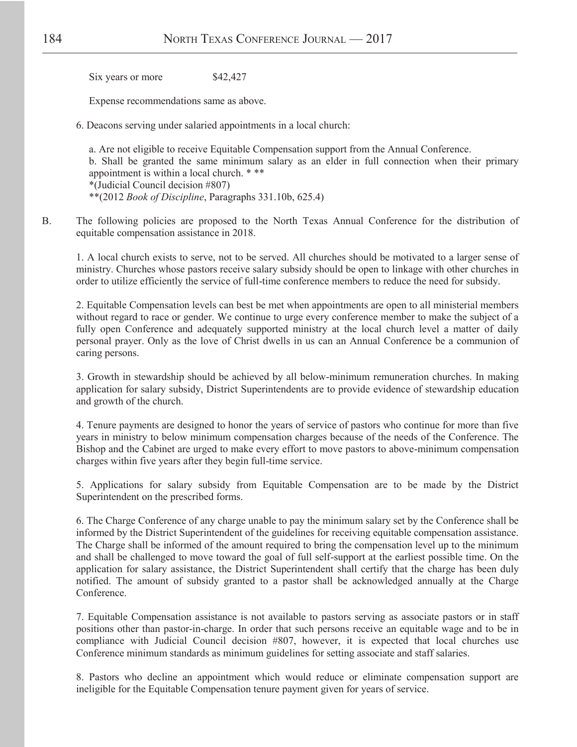Six years or more $42,427

Expense recommendations same as above.

6. Deacons serving under salaried appointments in a local church:

a. Are not eligible to receive Equitable Compensation support from the Annual Conference.
b. Shall be granted the same minimum salary as an elder in full connection when their primary appointment is within a local church. * **
*(Judicial Council decision #807)
**(2012 *Book of Discipline*, Paragraphs 331.10b, 625.4)

B. The following policies are proposed to the North Texas Annual Conference for the distribution of equitable compensation assistance in 2018.

1. A local church exists to serve, not to be served. All churches should be motivated to a larger sense of ministry. Churches whose pastors receive salary subsidy should be open to linkage with other churches in order to utilize efficiently the service of full-time conference members to reduce the need for subsidy.

2. Equitable Compensation levels can best be met when appointments are open to all ministerial members without regard to race or gender. We continue to urge every conference member to make the subject of a fully open Conference and adequately supported ministry at the local church level a matter of daily personal prayer. Only as the love of Christ dwells in us can an Annual Conference be a communion of caring persons.

3. Growth in stewardship should be achieved by all below-minimum remuneration churches. In making application for salary subsidy, District Superintendents are to provide evidence of stewardship education and growth of the church.

4. Tenure payments are designed to honor the years of service of pastors who continue for more than five years in ministry to below minimum compensation charges because of the needs of the Conference. The Bishop and the Cabinet are urged to make every effort to move pastors to above-minimum compensation charges within five years after they begin full-time service.

5. Applications for salary subsidy from Equitable Compensation are to be made by the District Superintendent on the prescribed forms.

6. The Charge Conference of any charge unable to pay the minimum salary set by the Conference shall be informed by the District Superintendent of the guidelines for receiving equitable compensation assistance. The Charge shall be informed of the amount required to bring the compensation level up to the minimum and shall be challenged to move toward the goal of full self-support at the earliest possible time. On the application for salary assistance, the District Superintendent shall certify that the charge has been duly notified. The amount of subsidy granted to a pastor shall be acknowledged annually at the Charge Conference.

7. Equitable Compensation assistance is not available to pastors serving as associate pastors or in staff positions other than pastor-in-charge. In order that such persons receive an equitable wage and to be in compliance with Judicial Council decision #807, however, it is expected that local churches use Conference minimum standards as minimum guidelines for setting associate and staff salaries.

8. Pastors who decline an appointment which would reduce or eliminate compensation support are ineligible for the Equitable Compensation tenure payment given for years of service.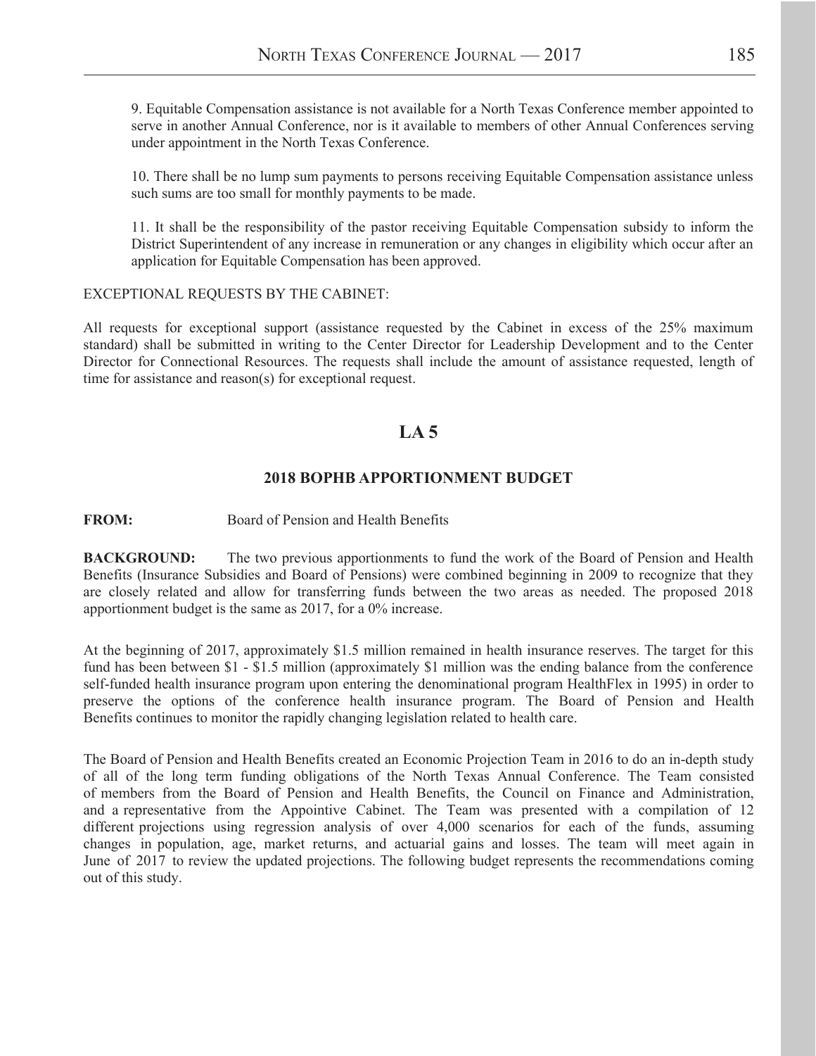9. Equitable Compensation assistance is not available for a North Texas Conference member appointed to serve in another Annual Conference, nor is it available to members of other Annual Conferences serving under appointment in the North Texas Conference.

10. There shall be no lump sum payments to persons receiving Equitable Compensation assistance unless such sums are too small for monthly payments to be made.

11. It shall be the responsibility of the pastor receiving Equitable Compensation subsidy to inform the District Superintendent of any increase in remuneration or any changes in eligibility which occur after an application for Equitable Compensation has been approved.

EXCEPTIONAL REQUESTS BY THE CABINET:

All requests for exceptional support (assistance requested by the Cabinet in excess of the 25% maximum standard) shall be submitted in writing to the Center Director for Leadership Development and to the Center Director for Connectional Resources. The requests shall include the amount of assistance requested, length of time for assistance and reason(s) for exceptional request.

# LA 5

## 2018 BOPHB APPORTIONMENT BUDGET

**FROM:** Board of Pension and Health Benefits

**BACKGROUND:** The two previous apportionments to fund the work of the Board of Pension and Health Benefits (Insurance Subsidies and Board of Pensions) were combined beginning in 2009 to recognize that they are closely related and allow for transferring funds between the two areas as needed. The proposed 2018 apportionment budget is the same as 2017, for a 0% increase.

At the beginning of 2017, approximately $1.5 million remained in health insurance reserves. The target for this fund has been between $1 - $1.5 million (approximately $1 million was the ending balance from the conference self-funded health insurance program upon entering the denominational program HealthFlex in 1995) in order to preserve the options of the conference health insurance program. The Board of Pension and Health Benefits continues to monitor the rapidly changing legislation related to health care.

The Board of Pension and Health Benefits created an Economic Projection Team in 2016 to do an in-depth study of all of the long term funding obligations of the North Texas Annual Conference. The Team consisted of members from the Board of Pension and Health Benefits, the Council on Finance and Administration, and a representative from the Appointive Cabinet. The Team was presented with a compilation of 12 different projections using regression analysis of over 4,000 scenarios for each of the funds, assuming changes in population, age, market returns, and actuarial gains and losses. The team will meet again in June of 2017 to review the updated projections. The following budget represents the recommendations coming out of this study.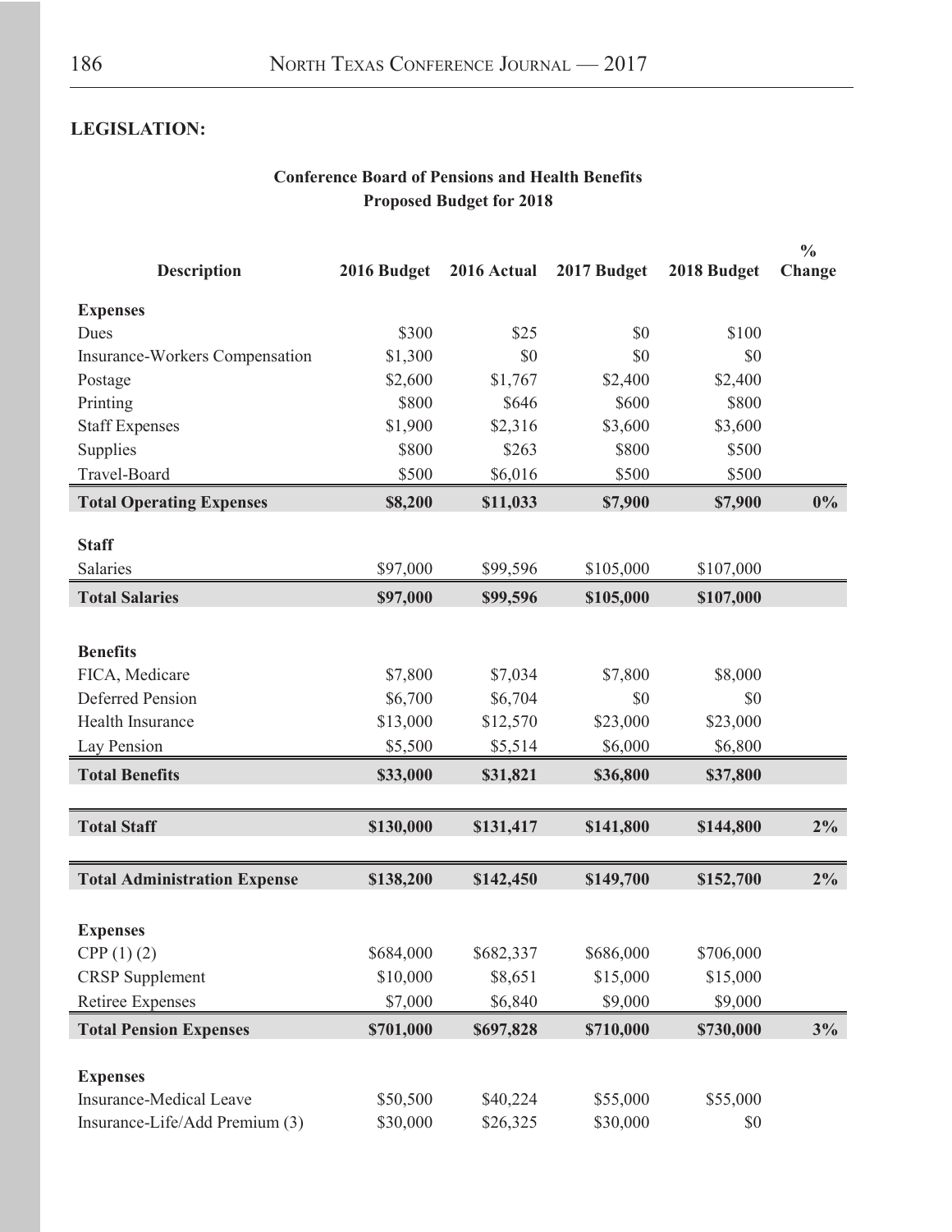**LEGISLATION:**

**Conference Board of Pensions and Health Benefits**
**Proposed Budget for 2018**

| Description | 2016 Budget | 2016 Actual | 2017 Budget | 2018 Budget | % Change |
|---|---|---|---|---|---|
| **Expenses** | | | | | |
| Dues | $300 | $25 | $0 | $100 | |
| Insurance-Workers Compensation | $1,300 | $0 | $0 | $0 | |
| Postage | $2,600 | $1,767 | $2,400 | $2,400 | |
| Printing | $800 | $646 | $600 | $800 | |
| Staff Expenses | $1,900 | $2,316 | $3,600 | $3,600 | |
| Supplies | $800 | $263 | $800 | $500 | |
| Travel-Board | $500 | $6,016 | $500 | $500 | |
| **Total Operating Expenses** | **$8,200** | **$11,033** | **$7,900** | **$7,900** | **0%** |
| **Staff** | | | | | |
| Salaries | $97,000 | $99,596 | $105,000 | $107,000 | |
| **Total Salaries** | **$97,000** | **$99,596** | **$105,000** | **$107,000** | |
| **Benefits** | | | | | |
| FICA, Medicare | $7,800 | $7,034 | $7,800 | $8,000 | |
| Deferred Pension | $6,700 | $6,704 | $0 | $0 | |
| Health Insurance | $13,000 | $12,570 | $23,000 | $23,000 | |
| Lay Pension | $5,500 | $5,514 | $6,000 | $6,800 | |
| **Total Benefits** | **$33,000** | **$31,821** | **$36,800** | **$37,800** | |
| **Total Staff** | **$130,000** | **$131,417** | **$141,800** | **$144,800** | **2%** |
| **Total Administration Expense** | **$138,200** | **$142,450** | **$149,700** | **$152,700** | **2%** |
| **Expenses** | | | | | |
| CPP (1) (2) | $684,000 | $682,337 | $686,000 | $706,000 | |
| CRSP Supplement | $10,000 | $8,651 | $15,000 | $15,000 | |
| Retiree Expenses | $7,000 | $6,840 | $9,000 | $9,000 | |
| **Total Pension Expenses** | **$701,000** | **$697,828** | **$710,000** | **$730,000** | **3%** |
| **Expenses** | | | | | |
| Insurance-Medical Leave | $50,500 | $40,224 | $55,000 | $55,000 | |
| Insurance-Life/Add Premium (3) | $30,000 | $26,325 | $30,000 | $0 | |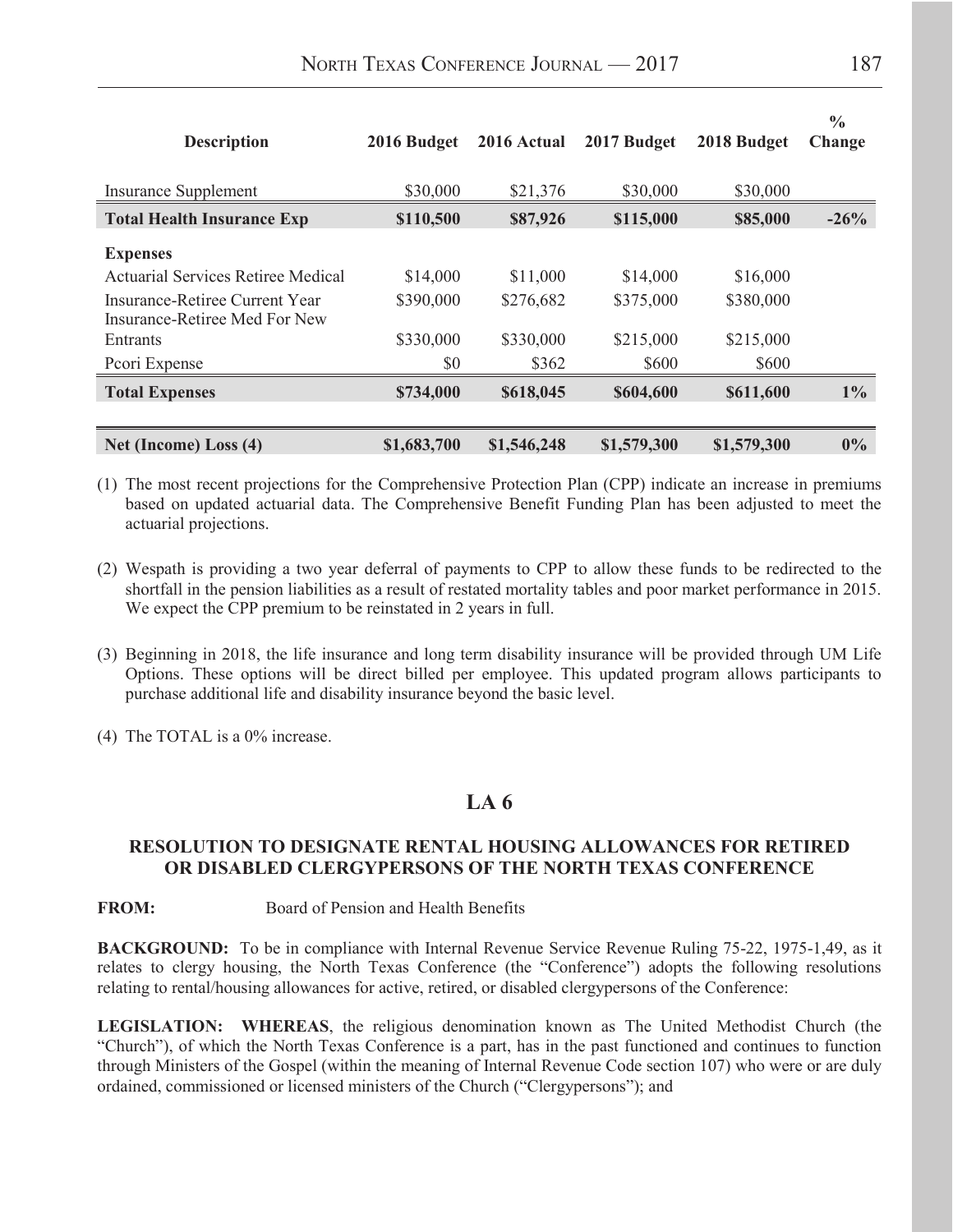| Description | 2016 Budget | 2016 Actual | 2017 Budget | 2018 Budget | % Change |
|---|---|---|---|---|---|
| Insurance Supplement | $30,000 | $21,376 | $30,000 | $30,000 | |
| **Total Health Insurance Exp** | **$110,500** | **$87,926** | **$115,000** | **$85,000** | **-26%** |
| **Expenses** | | | | | |
| Actuarial Services Retiree Medical | $14,000 | $11,000 | $14,000 | $16,000 | |
| Insurance-Retiree Current Year | $390,000 | $276,682 | $375,000 | $380,000 | |
| Insurance-Retiree Med For New Entrants | $330,000 | $330,000 | $215,000 | $215,000 | |
| Pcori Expense | $0 | $362 | $600 | $600 | |
| **Total Expenses** | **$734,000** | **$618,045** | **$604,600** | **$611,600** | **1%** |
| **Net (Income) Loss (4)** | **$1,683,700** | **$1,546,248** | **$1,579,300** | **$1,579,300** | **0%** |

(1) The most recent projections for the Comprehensive Protection Plan (CPP) indicate an increase in premiums based on updated actuarial data. The Comprehensive Benefit Funding Plan has been adjusted to meet the actuarial projections.

(2) Wespath is providing a two year deferral of payments to CPP to allow these funds to be redirected to the shortfall in the pension liabilities as a result of restated mortality tables and poor market performance in 2015. We expect the CPP premium to be reinstated in 2 years in full.

(3) Beginning in 2018, the life insurance and long term disability insurance will be provided through UM Life Options. These options will be direct billed per employee. This updated program allows participants to purchase additional life and disability insurance beyond the basic level.

(4) The TOTAL is a 0% increase.

## LA 6

### RESOLUTION TO DESIGNATE RENTAL HOUSING ALLOWANCES FOR RETIRED OR DISABLED CLERGYPERSONS OF THE NORTH TEXAS CONFERENCE

**FROM:** Board of Pension and Health Benefits

**BACKGROUND:** To be in compliance with Internal Revenue Service Revenue Ruling 75-22, 1975-1,49, as it relates to clergy housing, the North Texas Conference (the "Conference") adopts the following resolutions relating to rental/housing allowances for active, retired, or disabled clergypersons of the Conference:

**LEGISLATION: WHEREAS**, the religious denomination known as The United Methodist Church (the "Church"), of which the North Texas Conference is a part, has in the past functioned and continues to function through Ministers of the Gospel (within the meaning of Internal Revenue Code section 107) who were or are duly ordained, commissioned or licensed ministers of the Church ("Clergypersons"); and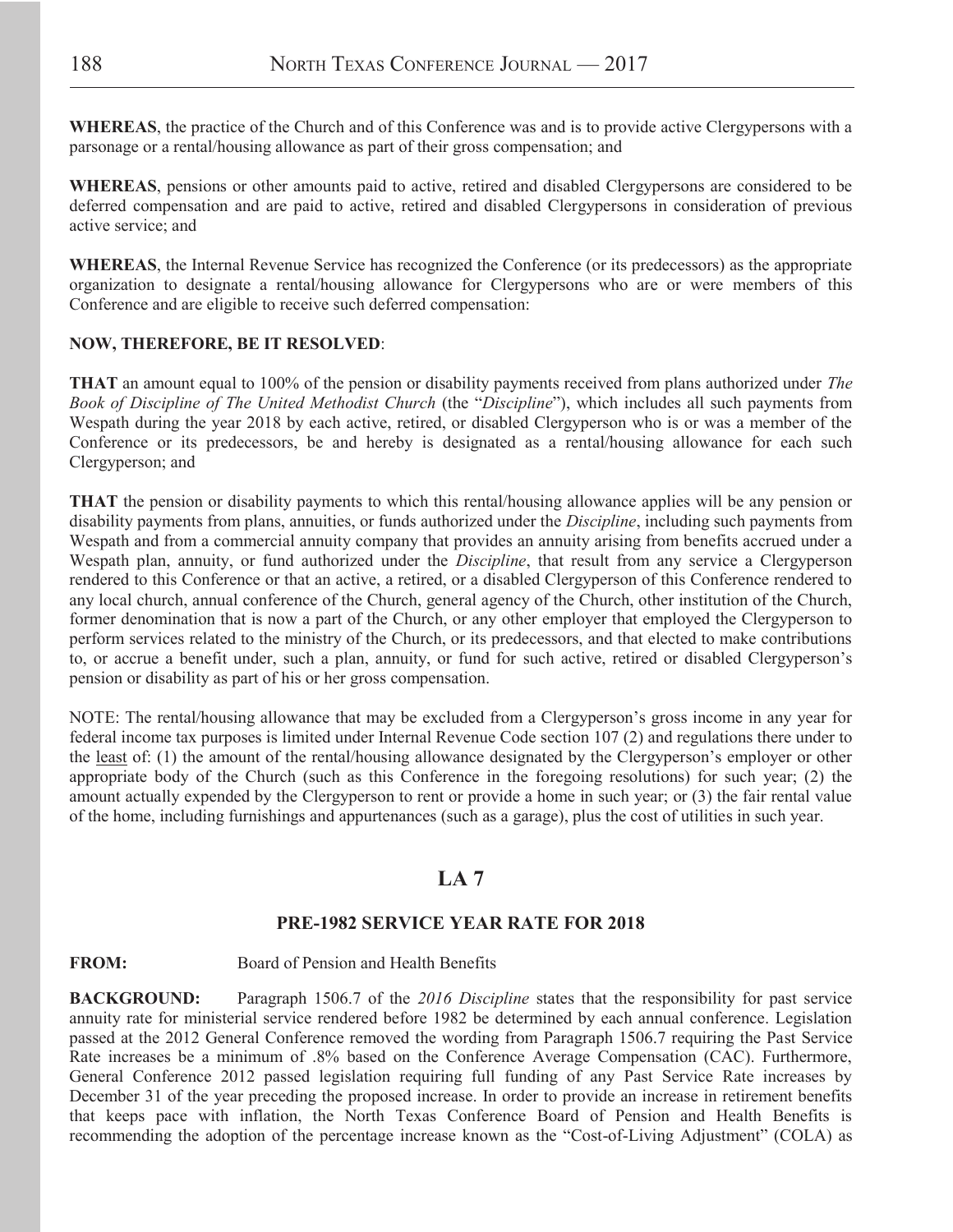**WHEREAS**, the practice of the Church and of this Conference was and is to provide active Clergypersons with a parsonage or a rental/housing allowance as part of their gross compensation; and

**WHEREAS**, pensions or other amounts paid to active, retired and disabled Clergypersons are considered to be deferred compensation and are paid to active, retired and disabled Clergypersons in consideration of previous active service; and

**WHEREAS**, the Internal Revenue Service has recognized the Conference (or its predecessors) as the appropriate organization to designate a rental/housing allowance for Clergypersons who are or were members of this Conference and are eligible to receive such deferred compensation:

**NOW, THEREFORE, BE IT RESOLVED**:

**THAT** an amount equal to 100% of the pension or disability payments received from plans authorized under *The Book of Discipline of The United Methodist Church* (the "*Discipline*"), which includes all such payments from Wespath during the year 2018 by each active, retired, or disabled Clergyperson who is or was a member of the Conference or its predecessors, be and hereby is designated as a rental/housing allowance for each such Clergyperson; and

**THAT** the pension or disability payments to which this rental/housing allowance applies will be any pension or disability payments from plans, annuities, or funds authorized under the *Discipline*, including such payments from Wespath and from a commercial annuity company that provides an annuity arising from benefits accrued under a Wespath plan, annuity, or fund authorized under the *Discipline*, that result from any service a Clergyperson rendered to this Conference or that an active, a retired, or a disabled Clergyperson of this Conference rendered to any local church, annual conference of the Church, general agency of the Church, other institution of the Church, former denomination that is now a part of the Church, or any other employer that employed the Clergyperson to perform services related to the ministry of the Church, or its predecessors, and that elected to make contributions to, or accrue a benefit under, such a plan, annuity, or fund for such active, retired or disabled Clergyperson's pension or disability as part of his or her gross compensation.

NOTE: The rental/housing allowance that may be excluded from a Clergyperson's gross income in any year for federal income tax purposes is limited under Internal Revenue Code section 107 (2) and regulations there under to the least of: (1) the amount of the rental/housing allowance designated by the Clergyperson's employer or other appropriate body of the Church (such as this Conference in the foregoing resolutions) for such year; (2) the amount actually expended by the Clergyperson to rent or provide a home in such year; or (3) the fair rental value of the home, including furnishings and appurtenances (such as a garage), plus the cost of utilities in such year.

## LA 7

### PRE-1982 SERVICE YEAR RATE FOR 2018

**FROM:** Board of Pension and Health Benefits

**BACKGROUND:** Paragraph 1506.7 of the *2016 Discipline* states that the responsibility for past service annuity rate for ministerial service rendered before 1982 be determined by each annual conference. Legislation passed at the 2012 General Conference removed the wording from Paragraph 1506.7 requiring the Past Service Rate increases be a minimum of .8% based on the Conference Average Compensation (CAC). Furthermore, General Conference 2012 passed legislation requiring full funding of any Past Service Rate increases by December 31 of the year preceding the proposed increase. In order to provide an increase in retirement benefits that keeps pace with inflation, the North Texas Conference Board of Pension and Health Benefits is recommending the adoption of the percentage increase known as the "Cost-of-Living Adjustment" (COLA) as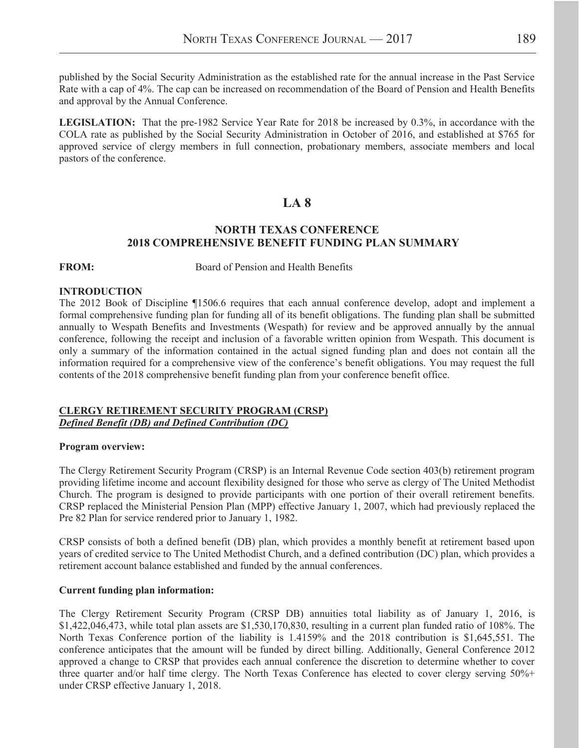published by the Social Security Administration as the established rate for the annual increase in the Past Service Rate with a cap of 4%. The cap can be increased on recommendation of the Board of Pension and Health Benefits and approval by the Annual Conference.

**LEGISLATION:** That the pre-1982 Service Year Rate for 2018 be increased by 0.3%, in accordance with the COLA rate as published by the Social Security Administration in October of 2016, and established at $765 for approved service of clergy members in full connection, probationary members, associate members and local pastors of the conference.

# LA 8

## NORTH TEXAS CONFERENCE 2018 COMPREHENSIVE BENEFIT FUNDING PLAN SUMMARY

**FROM:** Board of Pension and Health Benefits

**INTRODUCTION**

The 2012 Book of Discipline ¶1506.6 requires that each annual conference develop, adopt and implement a formal comprehensive funding plan for funding all of its benefit obligations. The funding plan shall be submitted annually to Wespath Benefits and Investments (Wespath) for review and be approved annually by the annual conference, following the receipt and inclusion of a favorable written opinion from Wespath. This document is only a summary of the information contained in the actual signed funding plan and does not contain all the information required for a comprehensive view of the conference's benefit obligations. You may request the full contents of the 2018 comprehensive benefit funding plan from your conference benefit office.

**CLERGY RETIREMENT SECURITY PROGRAM (CRSP)**
***Defined Benefit (DB) and Defined Contribution (DC)***

**Program overview:**

The Clergy Retirement Security Program (CRSP) is an Internal Revenue Code section 403(b) retirement program providing lifetime income and account flexibility designed for those who serve as clergy of The United Methodist Church. The program is designed to provide participants with one portion of their overall retirement benefits. CRSP replaced the Ministerial Pension Plan (MPP) effective January 1, 2007, which had previously replaced the Pre 82 Plan for service rendered prior to January 1, 1982.

CRSP consists of both a defined benefit (DB) plan, which provides a monthly benefit at retirement based upon years of credited service to The United Methodist Church, and a defined contribution (DC) plan, which provides a retirement account balance established and funded by the annual conferences.

**Current funding plan information:**

The Clergy Retirement Security Program (CRSP DB) annuities total liability as of January 1, 2016, is $1,422,046,473, while total plan assets are $1,530,170,830, resulting in a current plan funded ratio of 108%. The North Texas Conference portion of the liability is 1.4159% and the 2018 contribution is $1,645,551. The conference anticipates that the amount will be funded by direct billing. Additionally, General Conference 2012 approved a change to CRSP that provides each annual conference the discretion to determine whether to cover three quarter and/or half time clergy. The North Texas Conference has elected to cover clergy serving 50%+ under CRSP effective January 1, 2018.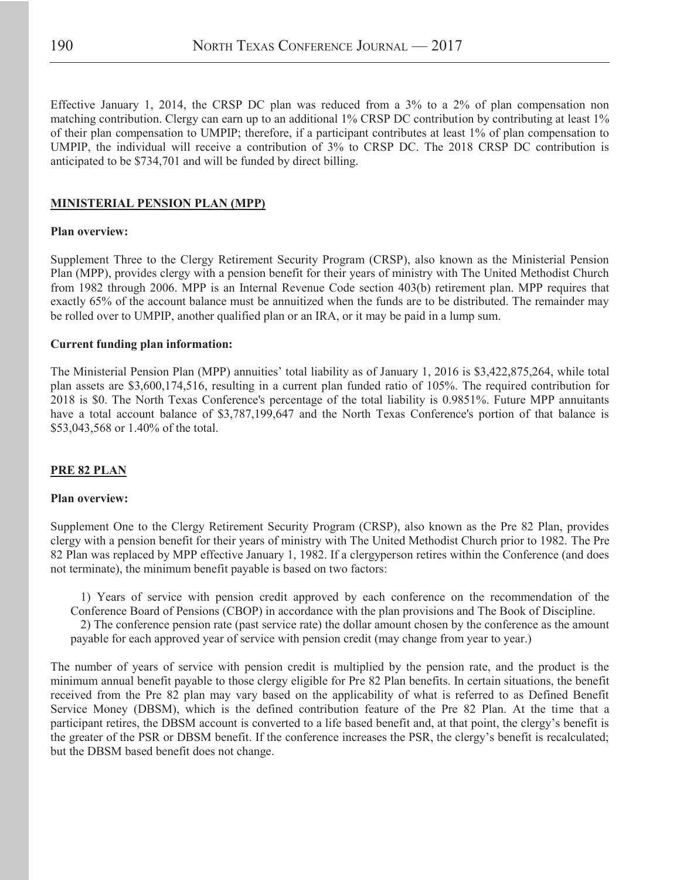Effective January 1, 2014, the CRSP DC plan was reduced from a 3% to a 2% of plan compensation non matching contribution. Clergy can earn up to an additional 1% CRSP DC contribution by contributing at least 1% of their plan compensation to UMPIP; therefore, if a participant contributes at least 1% of plan compensation to UMPIP, the individual will receive a contribution of 3% to CRSP DC. The 2018 CRSP DC contribution is anticipated to be $734,701 and will be funded by direct billing.

## MINISTERIAL PENSION PLAN (MPP)

**Plan overview:**

Supplement Three to the Clergy Retirement Security Program (CRSP), also known as the Ministerial Pension Plan (MPP), provides clergy with a pension benefit for their years of ministry with The United Methodist Church from 1982 through 2006. MPP is an Internal Revenue Code section 403(b) retirement plan. MPP requires that exactly 65% of the account balance must be annuitized when the funds are to be distributed. The remainder may be rolled over to UMPIP, another qualified plan or an IRA, or it may be paid in a lump sum.

**Current funding plan information:**

The Ministerial Pension Plan (MPP) annuities' total liability as of January 1, 2016 is $3,422,875,264, while total plan assets are $3,600,174,516, resulting in a current plan funded ratio of 105%. The required contribution for 2018 is $0. The North Texas Conference's percentage of the total liability is 0.9851%. Future MPP annuitants have a total account balance of $3,787,199,647 and the North Texas Conference's portion of that balance is $53,043,568 or 1.40% of the total.

## PRE 82 PLAN

**Plan overview:**

Supplement One to the Clergy Retirement Security Program (CRSP), also known as the Pre 82 Plan, provides clergy with a pension benefit for their years of ministry with The United Methodist Church prior to 1982. The Pre 82 Plan was replaced by MPP effective January 1, 1982. If a clergyperson retires within the Conference (and does not terminate), the minimum benefit payable is based on two factors:

1) Years of service with pension credit approved by each conference on the recommendation of the Conference Board of Pensions (CBOP) in accordance with the plan provisions and The Book of Discipline.
2) The conference pension rate (past service rate) the dollar amount chosen by the conference as the amount payable for each approved year of service with pension credit (may change from year to year.)

The number of years of service with pension credit is multiplied by the pension rate, and the product is the minimum annual benefit payable to those clergy eligible for Pre 82 Plan benefits. In certain situations, the benefit received from the Pre 82 plan may vary based on the applicability of what is referred to as Defined Benefit Service Money (DBSM), which is the defined contribution feature of the Pre 82 Plan. At the time that a participant retires, the DBSM account is converted to a life based benefit and, at that point, the clergy's benefit is the greater of the PSR or DBSM benefit. If the conference increases the PSR, the clergy's benefit is recalculated; but the DBSM based benefit does not change.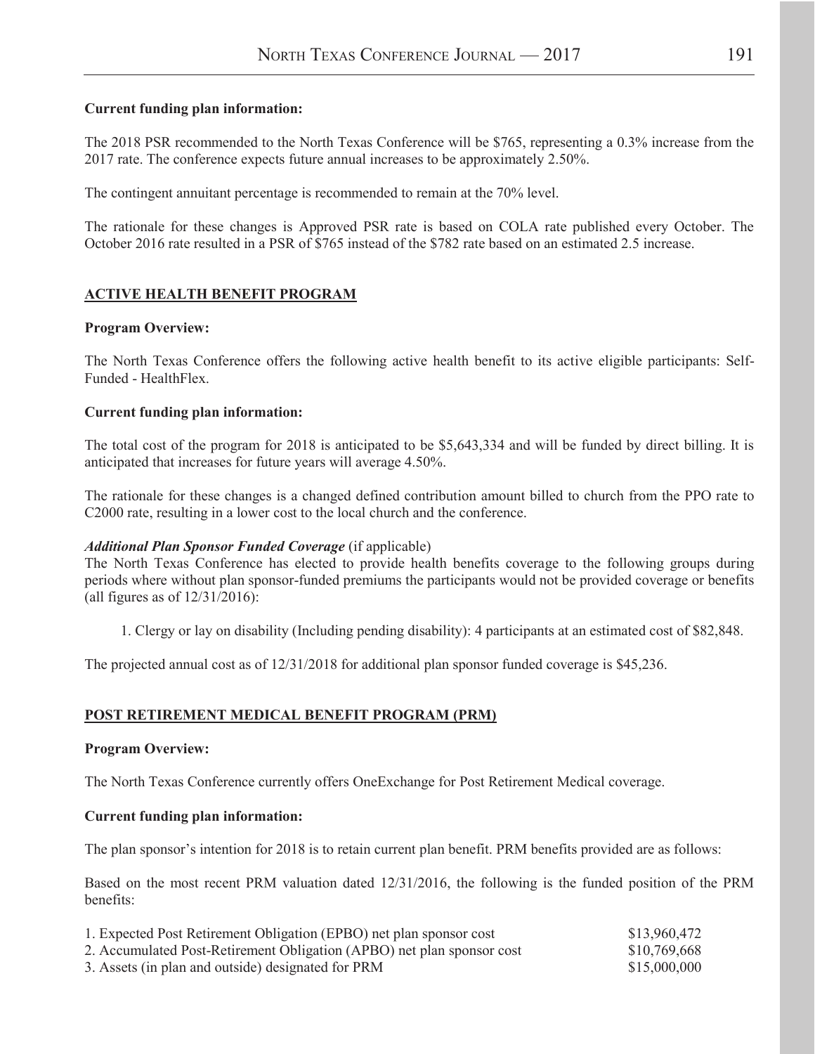**Current funding plan information:**

The 2018 PSR recommended to the North Texas Conference will be $765, representing a 0.3% increase from the 2017 rate. The conference expects future annual increases to be approximately 2.50%.

The contingent annuitant percentage is recommended to remain at the 70% level.

The rationale for these changes is Approved PSR rate is based on COLA rate published every October. The October 2016 rate resulted in a PSR of $765 instead of the $782 rate based on an estimated 2.5 increase.

## ACTIVE HEALTH BENEFIT PROGRAM

**Program Overview:**

The North Texas Conference offers the following active health benefit to its active eligible participants: Self-Funded - HealthFlex.

**Current funding plan information:**

The total cost of the program for 2018 is anticipated to be $5,643,334 and will be funded by direct billing. It is anticipated that increases for future years will average 4.50%.

The rationale for these changes is a changed defined contribution amount billed to church from the PPO rate to C2000 rate, resulting in a lower cost to the local church and the conference.

***Additional Plan Sponsor Funded Coverage*** (if applicable)
The North Texas Conference has elected to provide health benefits coverage to the following groups during periods where without plan sponsor-funded premiums the participants would not be provided coverage or benefits (all figures as of 12/31/2016):

1. Clergy or lay on disability (Including pending disability): 4 participants at an estimated cost of $82,848.

The projected annual cost as of 12/31/2018 for additional plan sponsor funded coverage is $45,236.

## POST RETIREMENT MEDICAL BENEFIT PROGRAM (PRM)

**Program Overview:**

The North Texas Conference currently offers OneExchange for Post Retirement Medical coverage.

**Current funding plan information:**

The plan sponsor's intention for 2018 is to retain current plan benefit. PRM benefits provided are as follows:

Based on the most recent PRM valuation dated 12/31/2016, the following is the funded position of the PRM benefits:

| | |
|---|---|
| 1. Expected Post Retirement Obligation (EPBO) net plan sponsor cost | $13,960,472 |
| 2. Accumulated Post-Retirement Obligation (APBO) net plan sponsor cost | $10,769,668 |
| 3. Assets (in plan and outside) designated for PRM | $15,000,000 |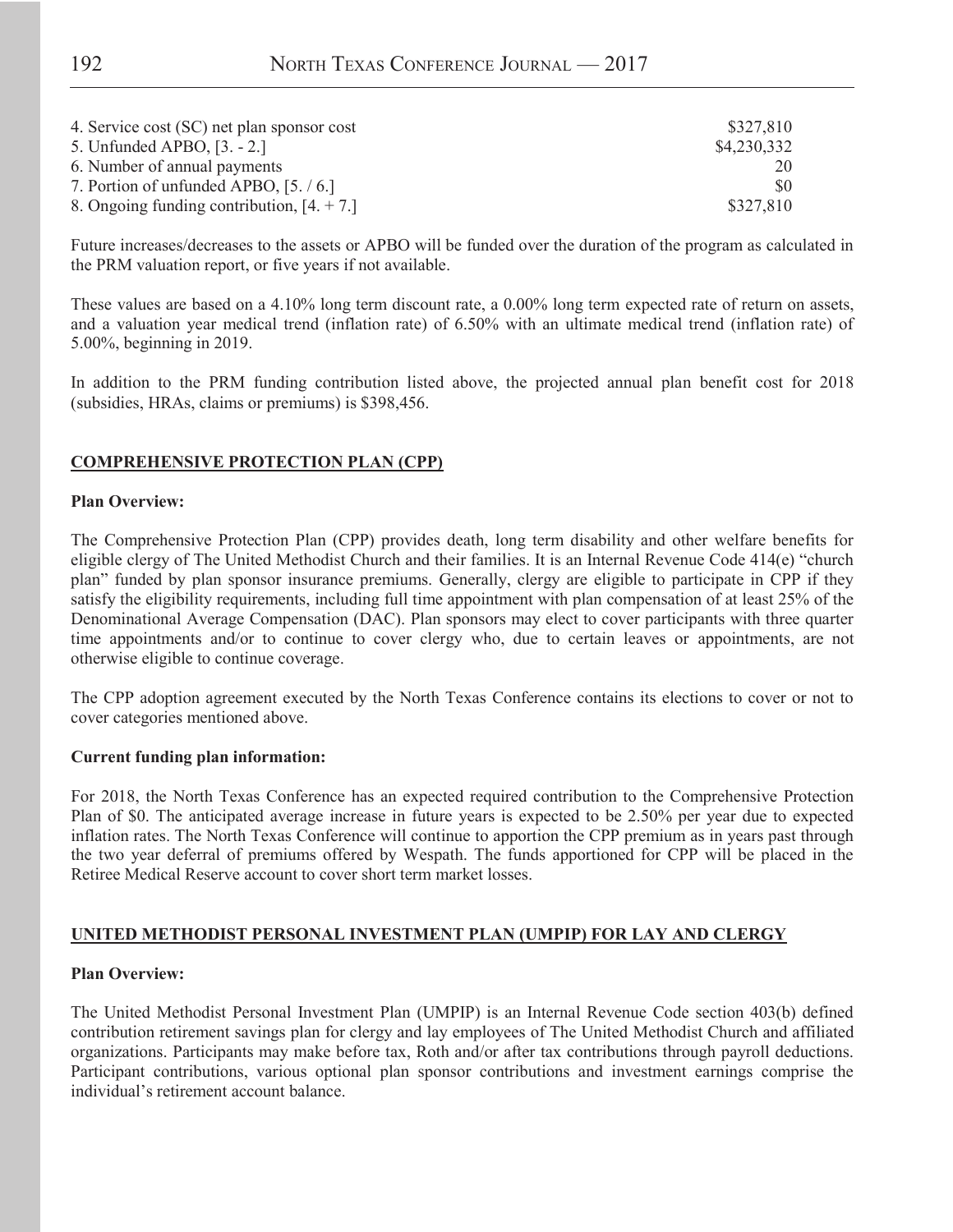| | |
|---|---|
| 4. Service cost (SC) net plan sponsor cost | $327,810 |
| 5. Unfunded APBO, [3. - 2.] | $4,230,332 |
| 6. Number of annual payments | 20 |
| 7. Portion of unfunded APBO, [5. / 6.] | $0 |
| 8. Ongoing funding contribution, [4. + 7.] | $327,810 |

Future increases/decreases to the assets or APBO will be funded over the duration of the program as calculated in the PRM valuation report, or five years if not available.

These values are based on a 4.10% long term discount rate, a 0.00% long term expected rate of return on assets, and a valuation year medical trend (inflation rate) of 6.50% with an ultimate medical trend (inflation rate) of 5.00%, beginning in 2019.

In addition to the PRM funding contribution listed above, the projected annual plan benefit cost for 2018 (subsidies, HRAs, claims or premiums) is $398,456.

## COMPREHENSIVE PROTECTION PLAN (CPP)

**Plan Overview:**

The Comprehensive Protection Plan (CPP) provides death, long term disability and other welfare benefits for eligible clergy of The United Methodist Church and their families. It is an Internal Revenue Code 414(e) "church plan" funded by plan sponsor insurance premiums. Generally, clergy are eligible to participate in CPP if they satisfy the eligibility requirements, including full time appointment with plan compensation of at least 25% of the Denominational Average Compensation (DAC). Plan sponsors may elect to cover participants with three quarter time appointments and/or to continue to cover clergy who, due to certain leaves or appointments, are not otherwise eligible to continue coverage.

The CPP adoption agreement executed by the North Texas Conference contains its elections to cover or not to cover categories mentioned above.

**Current funding plan information:**

For 2018, the North Texas Conference has an expected required contribution to the Comprehensive Protection Plan of $0. The anticipated average increase in future years is expected to be 2.50% per year due to expected inflation rates. The North Texas Conference will continue to apportion the CPP premium as in years past through the two year deferral of premiums offered by Wespath. The funds apportioned for CPP will be placed in the Retiree Medical Reserve account to cover short term market losses.

## UNITED METHODIST PERSONAL INVESTMENT PLAN (UMPIP) FOR LAY AND CLERGY

**Plan Overview:**

The United Methodist Personal Investment Plan (UMPIP) is an Internal Revenue Code section 403(b) defined contribution retirement savings plan for clergy and lay employees of The United Methodist Church and affiliated organizations. Participants may make before tax, Roth and/or after tax contributions through payroll deductions. Participant contributions, various optional plan sponsor contributions and investment earnings comprise the individual's retirement account balance.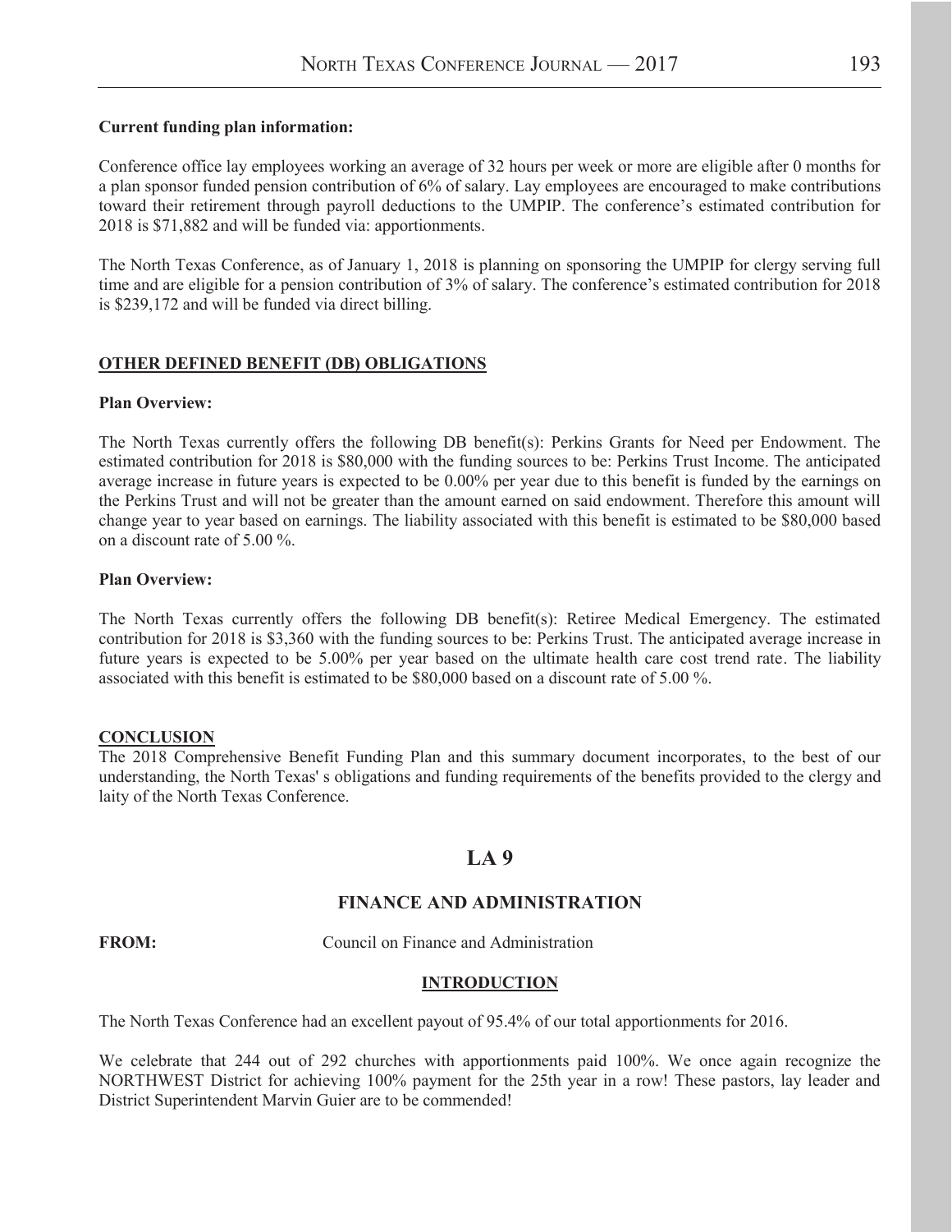**Current funding plan information:**

Conference office lay employees working an average of 32 hours per week or more are eligible after 0 months for a plan sponsor funded pension contribution of 6% of salary. Lay employees are encouraged to make contributions toward their retirement through payroll deductions to the UMPIP. The conference's estimated contribution for 2018 is $71,882 and will be funded via: apportionments.

The North Texas Conference, as of January 1, 2018 is planning on sponsoring the UMPIP for clergy serving full time and are eligible for a pension contribution of 3% of salary. The conference's estimated contribution for 2018 is $239,172 and will be funded via direct billing.

## OTHER DEFINED BENEFIT (DB) OBLIGATIONS

**Plan Overview:**

The North Texas currently offers the following DB benefit(s): Perkins Grants for Need per Endowment. The estimated contribution for 2018 is $80,000 with the funding sources to be: Perkins Trust Income. The anticipated average increase in future years is expected to be 0.00% per year due to this benefit is funded by the earnings on the Perkins Trust and will not be greater than the amount earned on said endowment. Therefore this amount will change year to year based on earnings. The liability associated with this benefit is estimated to be $80,000 based on a discount rate of 5.00 %.

**Plan Overview:**

The North Texas currently offers the following DB benefit(s): Retiree Medical Emergency. The estimated contribution for 2018 is $3,360 with the funding sources to be: Perkins Trust. The anticipated average increase in future years is expected to be 5.00% per year based on the ultimate health care cost trend rate. The liability associated with this benefit is estimated to be $80,000 based on a discount rate of 5.00 %.

## CONCLUSION

The 2018 Comprehensive Benefit Funding Plan and this summary document incorporates, to the best of our understanding, the North Texas' s obligations and funding requirements of the benefits provided to the clergy and laity of the North Texas Conference.

# LA 9

## FINANCE AND ADMINISTRATION

**FROM:** Council on Finance and Administration

## INTRODUCTION

The North Texas Conference had an excellent payout of 95.4% of our total apportionments for 2016.

We celebrate that 244 out of 292 churches with apportionments paid 100%. We once again recognize the NORTHWEST District for achieving 100% payment for the 25th year in a row! These pastors, lay leader and District Superintendent Marvin Guier are to be commended!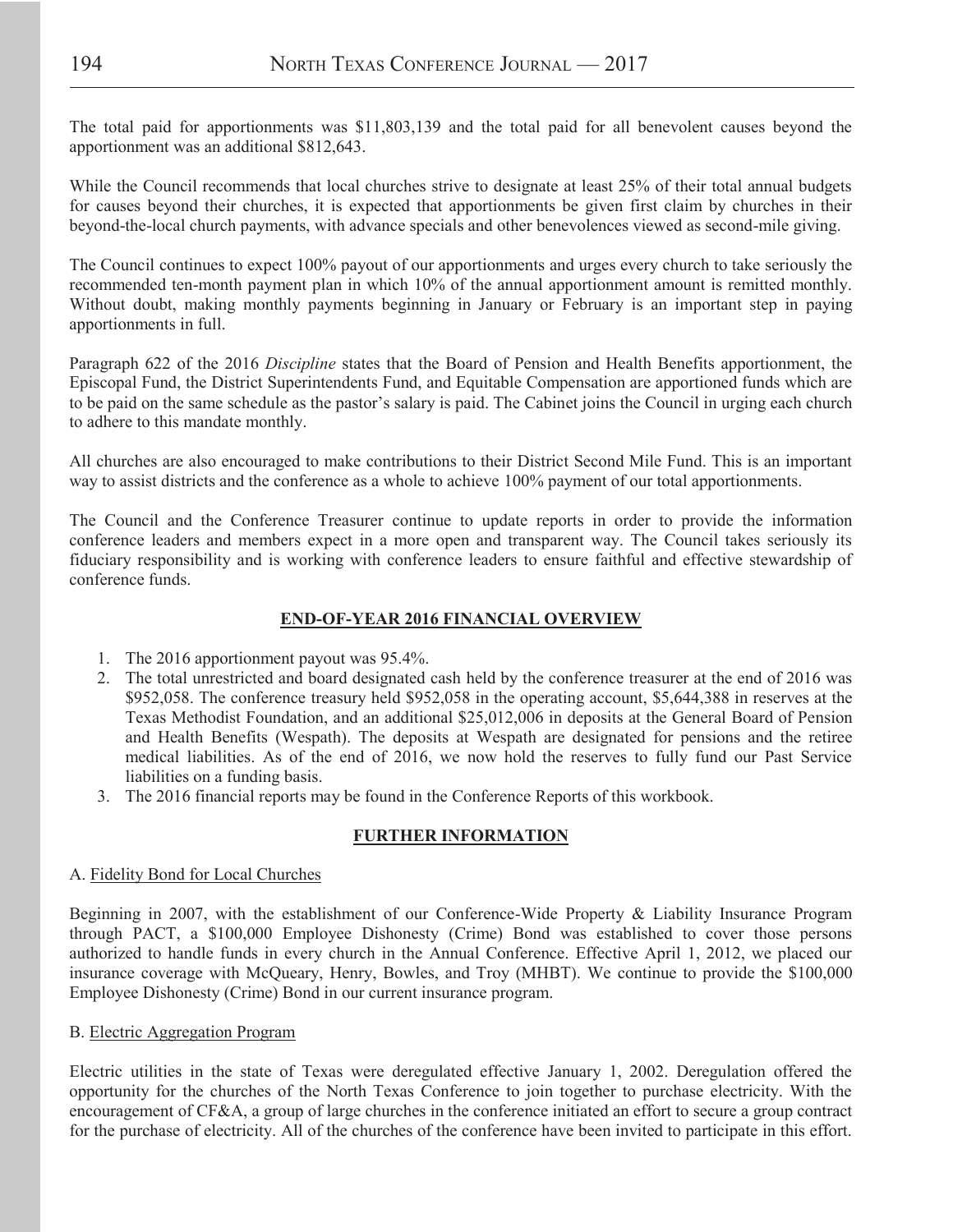The total paid for apportionments was $11,803,139 and the total paid for all benevolent causes beyond the apportionment was an additional $812,643.

While the Council recommends that local churches strive to designate at least 25% of their total annual budgets for causes beyond their churches, it is expected that apportionments be given first claim by churches in their beyond-the-local church payments, with advance specials and other benevolences viewed as second-mile giving.

The Council continues to expect 100% payout of our apportionments and urges every church to take seriously the recommended ten-month payment plan in which 10% of the annual apportionment amount is remitted monthly. Without doubt, making monthly payments beginning in January or February is an important step in paying apportionments in full.

Paragraph 622 of the 2016 *Discipline* states that the Board of Pension and Health Benefits apportionment, the Episcopal Fund, the District Superintendents Fund, and Equitable Compensation are apportioned funds which are to be paid on the same schedule as the pastor's salary is paid. The Cabinet joins the Council in urging each church to adhere to this mandate monthly.

All churches are also encouraged to make contributions to their District Second Mile Fund. This is an important way to assist districts and the conference as a whole to achieve 100% payment of our total apportionments.

The Council and the Conference Treasurer continue to update reports in order to provide the information conference leaders and members expect in a more open and transparent way. The Council takes seriously its fiduciary responsibility and is working with conference leaders to ensure faithful and effective stewardship of conference funds.

## END-OF-YEAR 2016 FINANCIAL OVERVIEW

1. The 2016 apportionment payout was 95.4%.
2. The total unrestricted and board designated cash held by the conference treasurer at the end of 2016 was $952,058. The conference treasury held $952,058 in the operating account, $5,644,388 in reserves at the Texas Methodist Foundation, and an additional $25,012,006 in deposits at the General Board of Pension and Health Benefits (Wespath). The deposits at Wespath are designated for pensions and the retiree medical liabilities. As of the end of 2016, we now hold the reserves to fully fund our Past Service liabilities on a funding basis.
3. The 2016 financial reports may be found in the Conference Reports of this workbook.

## FURTHER INFORMATION

A. Fidelity Bond for Local Churches

Beginning in 2007, with the establishment of our Conference-Wide Property & Liability Insurance Program through PACT, a $100,000 Employee Dishonesty (Crime) Bond was established to cover those persons authorized to handle funds in every church in the Annual Conference. Effective April 1, 2012, we placed our insurance coverage with McQueary, Henry, Bowles, and Troy (MHBT). We continue to provide the $100,000 Employee Dishonesty (Crime) Bond in our current insurance program.

B. Electric Aggregation Program

Electric utilities in the state of Texas were deregulated effective January 1, 2002. Deregulation offered the opportunity for the churches of the North Texas Conference to join together to purchase electricity. With the encouragement of CF&A, a group of large churches in the conference initiated an effort to secure a group contract for the purchase of electricity. All of the churches of the conference have been invited to participate in this effort.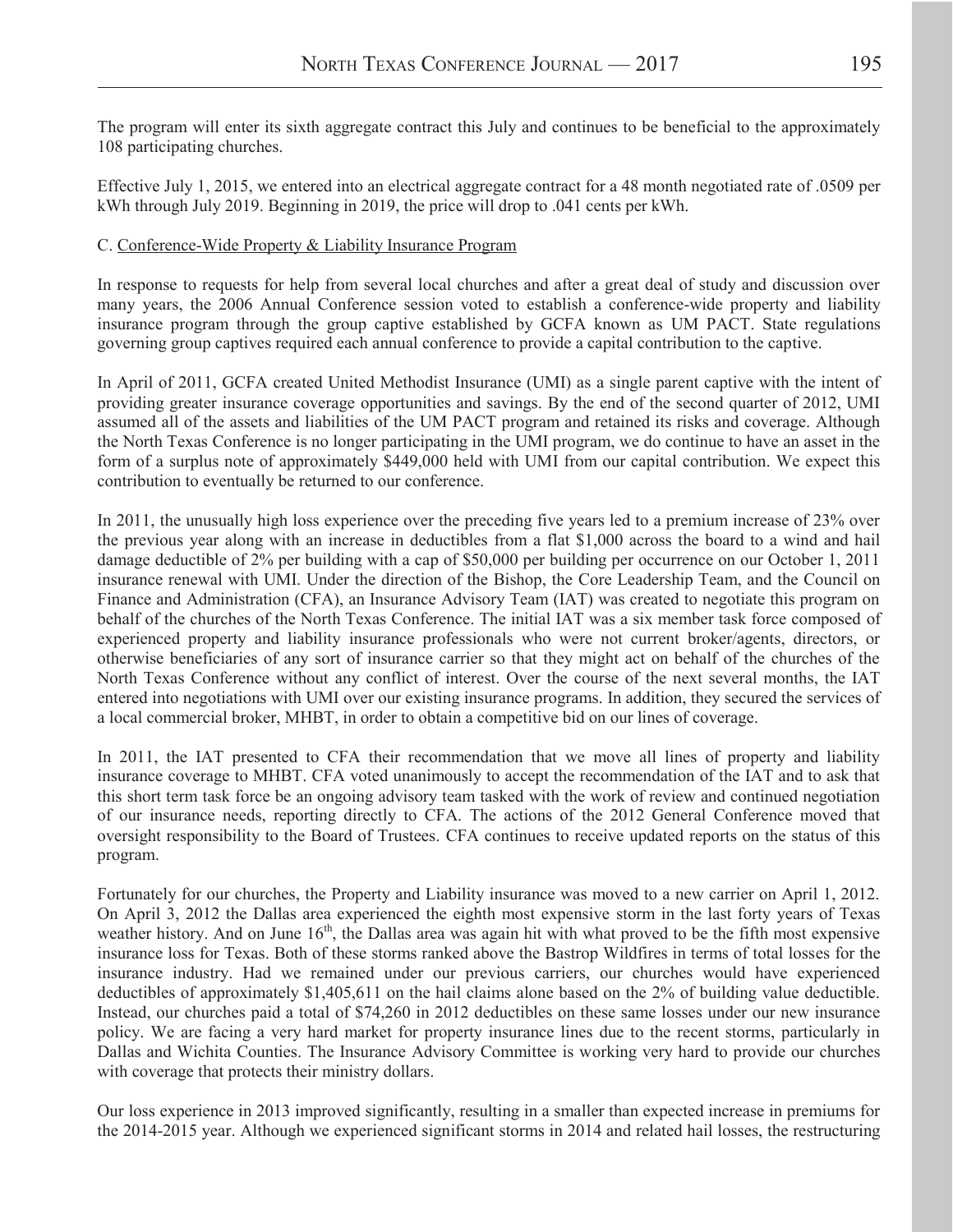The program will enter its sixth aggregate contract this July and continues to be beneficial to the approximately 108 participating churches.

Effective July 1, 2015, we entered into an electrical aggregate contract for a 48 month negotiated rate of .0509 per kWh through July 2019. Beginning in 2019, the price will drop to .041 cents per kWh.

C. Conference-Wide Property & Liability Insurance Program

In response to requests for help from several local churches and after a great deal of study and discussion over many years, the 2006 Annual Conference session voted to establish a conference-wide property and liability insurance program through the group captive established by GCFA known as UM PACT. State regulations governing group captives required each annual conference to provide a capital contribution to the captive.

In April of 2011, GCFA created United Methodist Insurance (UMI) as a single parent captive with the intent of providing greater insurance coverage opportunities and savings. By the end of the second quarter of 2012, UMI assumed all of the assets and liabilities of the UM PACT program and retained its risks and coverage. Although the North Texas Conference is no longer participating in the UMI program, we do continue to have an asset in the form of a surplus note of approximately $449,000 held with UMI from our capital contribution. We expect this contribution to eventually be returned to our conference.

In 2011, the unusually high loss experience over the preceding five years led to a premium increase of 23% over the previous year along with an increase in deductibles from a flat $1,000 across the board to a wind and hail damage deductible of 2% per building with a cap of $50,000 per building per occurrence on our October 1, 2011 insurance renewal with UMI. Under the direction of the Bishop, the Core Leadership Team, and the Council on Finance and Administration (CFA), an Insurance Advisory Team (IAT) was created to negotiate this program on behalf of the churches of the North Texas Conference. The initial IAT was a six member task force composed of experienced property and liability insurance professionals who were not current broker/agents, directors, or otherwise beneficiaries of any sort of insurance carrier so that they might act on behalf of the churches of the North Texas Conference without any conflict of interest. Over the course of the next several months, the IAT entered into negotiations with UMI over our existing insurance programs. In addition, they secured the services of a local commercial broker, MHBT, in order to obtain a competitive bid on our lines of coverage.

In 2011, the IAT presented to CFA their recommendation that we move all lines of property and liability insurance coverage to MHBT. CFA voted unanimously to accept the recommendation of the IAT and to ask that this short term task force be an ongoing advisory team tasked with the work of review and continued negotiation of our insurance needs, reporting directly to CFA. The actions of the 2012 General Conference moved that oversight responsibility to the Board of Trustees. CFA continues to receive updated reports on the status of this program.

Fortunately for our churches, the Property and Liability insurance was moved to a new carrier on April 1, 2012. On April 3, 2012 the Dallas area experienced the eighth most expensive storm in the last forty years of Texas weather history. And on June 16th, the Dallas area was again hit with what proved to be the fifth most expensive insurance loss for Texas. Both of these storms ranked above the Bastrop Wildfires in terms of total losses for the insurance industry. Had we remained under our previous carriers, our churches would have experienced deductibles of approximately $1,405,611 on the hail claims alone based on the 2% of building value deductible. Instead, our churches paid a total of $74,260 in 2012 deductibles on these same losses under our new insurance policy. We are facing a very hard market for property insurance lines due to the recent storms, particularly in Dallas and Wichita Counties. The Insurance Advisory Committee is working very hard to provide our churches with coverage that protects their ministry dollars.

Our loss experience in 2013 improved significantly, resulting in a smaller than expected increase in premiums for the 2014-2015 year. Although we experienced significant storms in 2014 and related hail losses, the restructuring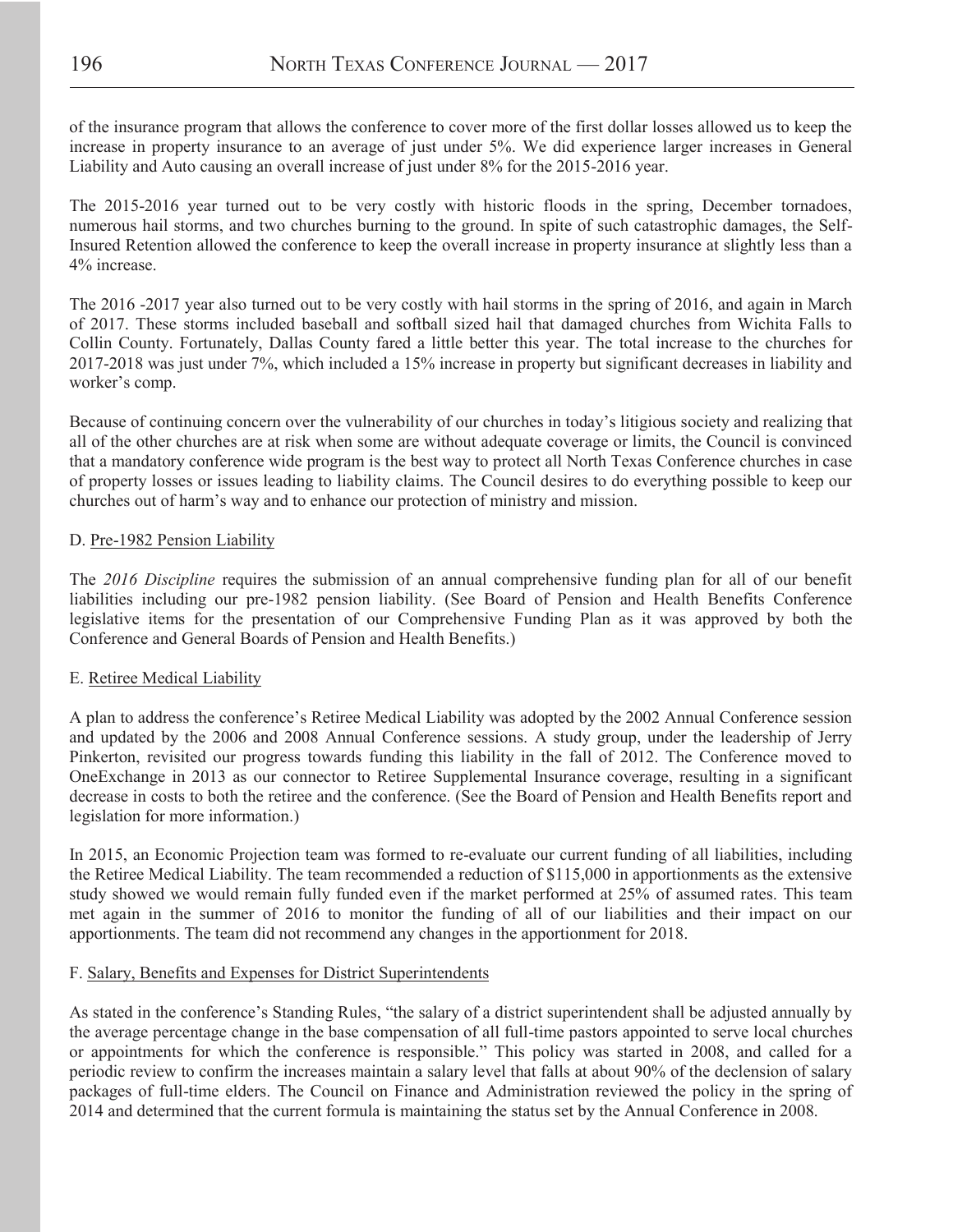of the insurance program that allows the conference to cover more of the first dollar losses allowed us to keep the increase in property insurance to an average of just under 5%. We did experience larger increases in General Liability and Auto causing an overall increase of just under 8% for the 2015-2016 year.

The 2015-2016 year turned out to be very costly with historic floods in the spring, December tornadoes, numerous hail storms, and two churches burning to the ground. In spite of such catastrophic damages, the Self-Insured Retention allowed the conference to keep the overall increase in property insurance at slightly less than a 4% increase.

The 2016 -2017 year also turned out to be very costly with hail storms in the spring of 2016, and again in March of 2017. These storms included baseball and softball sized hail that damaged churches from Wichita Falls to Collin County. Fortunately, Dallas County fared a little better this year. The total increase to the churches for 2017-2018 was just under 7%, which included a 15% increase in property but significant decreases in liability and worker's comp.

Because of continuing concern over the vulnerability of our churches in today's litigious society and realizing that all of the other churches are at risk when some are without adequate coverage or limits, the Council is convinced that a mandatory conference wide program is the best way to protect all North Texas Conference churches in case of property losses or issues leading to liability claims. The Council desires to do everything possible to keep our churches out of harm's way and to enhance our protection of ministry and mission.

D. Pre-1982 Pension Liability

The *2016 Discipline* requires the submission of an annual comprehensive funding plan for all of our benefit liabilities including our pre-1982 pension liability. (See Board of Pension and Health Benefits Conference legislative items for the presentation of our Comprehensive Funding Plan as it was approved by both the Conference and General Boards of Pension and Health Benefits.)

E. Retiree Medical Liability

A plan to address the conference's Retiree Medical Liability was adopted by the 2002 Annual Conference session and updated by the 2006 and 2008 Annual Conference sessions. A study group, under the leadership of Jerry Pinkerton, revisited our progress towards funding this liability in the fall of 2012. The Conference moved to OneExchange in 2013 as our connector to Retiree Supplemental Insurance coverage, resulting in a significant decrease in costs to both the retiree and the conference. (See the Board of Pension and Health Benefits report and legislation for more information.)

In 2015, an Economic Projection team was formed to re-evaluate our current funding of all liabilities, including the Retiree Medical Liability. The team recommended a reduction of $115,000 in apportionments as the extensive study showed we would remain fully funded even if the market performed at 25% of assumed rates. This team met again in the summer of 2016 to monitor the funding of all of our liabilities and their impact on our apportionments. The team did not recommend any changes in the apportionment for 2018.

F. Salary, Benefits and Expenses for District Superintendents

As stated in the conference's Standing Rules, "the salary of a district superintendent shall be adjusted annually by the average percentage change in the base compensation of all full-time pastors appointed to serve local churches or appointments for which the conference is responsible." This policy was started in 2008, and called for a periodic review to confirm the increases maintain a salary level that falls at about 90% of the declension of salary packages of full-time elders. The Council on Finance and Administration reviewed the policy in the spring of 2014 and determined that the current formula is maintaining the status set by the Annual Conference in 2008.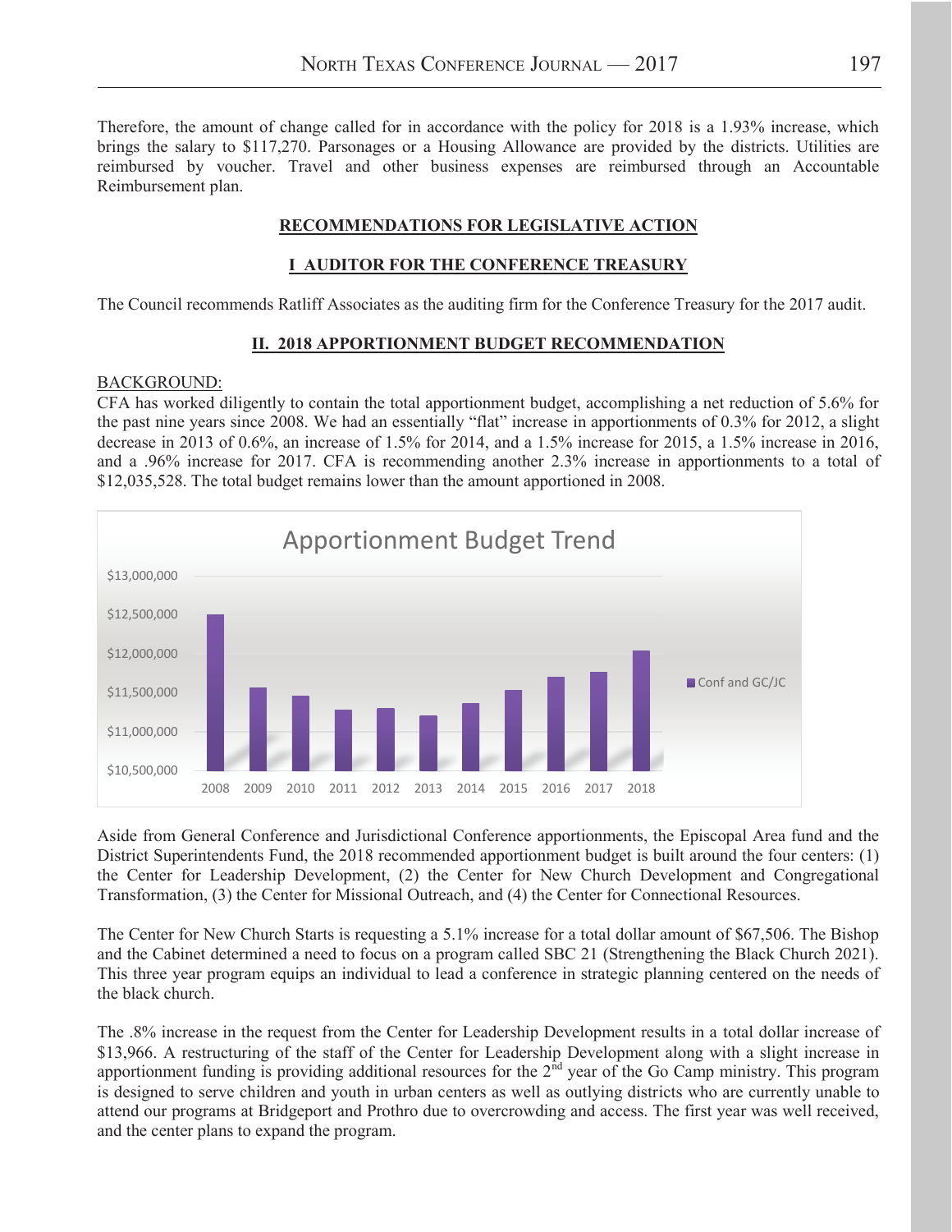Therefore, the amount of change called for in accordance with the policy for 2018 is a 1.93% increase, which brings the salary to $117,270. Parsonages or a Housing Allowance are provided by the districts. Utilities are reimbursed by voucher. Travel and other business expenses are reimbursed through an Accountable Reimbursement plan.

## RECOMMENDATIONS FOR LEGISLATIVE ACTION

### I AUDITOR FOR THE CONFERENCE TREASURY

The Council recommends Ratliff Associates as the auditing firm for the Conference Treasury for the 2017 audit.

### II. 2018 APPORTIONMENT BUDGET RECOMMENDATION

BACKGROUND:

CFA has worked diligently to contain the total apportionment budget, accomplishing a net reduction of 5.6% for the past nine years since 2008. We had an essentially "flat" increase in apportionments of 0.3% for 2012, a slight decrease in 2013 of 0.6%, an increase of 1.5% for 2014, and a 1.5% increase for 2015, a 1.5% increase in 2016, and a .96% increase for 2017. CFA is recommending another 2.3% increase in apportionments to a total of $12,035,528. The total budget remains lower than the amount apportioned in 2008.

Apportionment Budget Trend

Aside from General Conference and Jurisdictional Conference apportionments, the Episcopal Area fund and the District Superintendents Fund, the 2018 recommended apportionment budget is built around the four centers: (1) the Center for Leadership Development, (2) the Center for New Church Development and Congregational Transformation, (3) the Center for Missional Outreach, and (4) the Center for Connectional Resources.

The Center for New Church Starts is requesting a 5.1% increase for a total dollar amount of $67,506. The Bishop and the Cabinet determined a need to focus on a program called SBC 21 (Strengthening the Black Church 2021). This three year program equips an individual to lead a conference in strategic planning centered on the needs of the black church.

The .8% increase in the request from the Center for Leadership Development results in a total dollar increase of $13,966. A restructuring of the staff of the Center for Leadership Development along with a slight increase in apportionment funding is providing additional resources for the 2nd year of the Go Camp ministry. This program is designed to serve children and youth in urban centers as well as outlying districts who are currently unable to attend our programs at Bridgeport and Prothro due to overcrowding and access. The first year was well received, and the center plans to expand the program.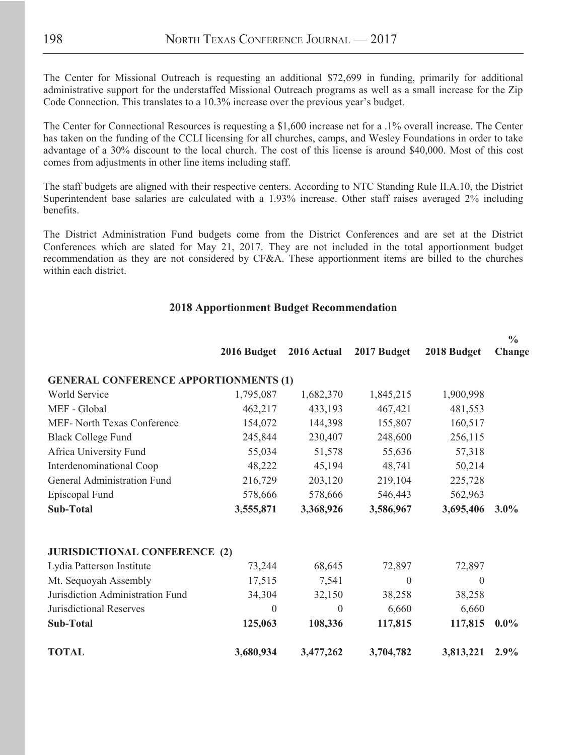The Center for Missional Outreach is requesting an additional $72,699 in funding, primarily for additional administrative support for the understaffed Missional Outreach programs as well as a small increase for the Zip Code Connection. This translates to a 10.3% increase over the previous year's budget.

The Center for Connectional Resources is requesting a $1,600 increase net for a .1% overall increase. The Center has taken on the funding of the CCLI licensing for all churches, camps, and Wesley Foundations in order to take advantage of a 30% discount to the local church. The cost of this license is around $40,000. Most of this cost comes from adjustments in other line items including staff.

The staff budgets are aligned with their respective centers. According to NTC Standing Rule II.A.10, the District Superintendent base salaries are calculated with a 1.93% increase. Other staff raises averaged 2% including benefits.

The District Administration Fund budgets come from the District Conferences and are set at the District Conferences which are slated for May 21, 2017. They are not included in the total apportionment budget recommendation as they are not considered by CF&A. These apportionment items are billed to the churches within each district.

## 2018 Apportionment Budget Recommendation

| | 2016 Budget | 2016 Actual | 2017 Budget | 2018 Budget | % Change |
|---|---|---|---|---|---|
| **GENERAL CONFERENCE APPORTIONMENTS (1)** | | | | | |
| World Service | 1,795,087 | 1,682,370 | 1,845,215 | 1,900,998 | |
| MEF - Global | 462,217 | 433,193 | 467,421 | 481,553 | |
| MEF- North Texas Conference | 154,072 | 144,398 | 155,807 | 160,517 | |
| Black College Fund | 245,844 | 230,407 | 248,600 | 256,115 | |
| Africa University Fund | 55,034 | 51,578 | 55,636 | 57,318 | |
| Interdenominational Coop | 48,222 | 45,194 | 48,741 | 50,214 | |
| General Administration Fund | 216,729 | 203,120 | 219,104 | 225,728 | |
| Episcopal Fund | 578,666 | 578,666 | 546,443 | 562,963 | |
| **Sub-Total** | **3,555,871** | **3,368,926** | **3,586,967** | **3,695,406** | **3.0%** |
| **JURISDICTIONAL CONFERENCE (2)** | | | | | |
| Lydia Patterson Institute | 73,244 | 68,645 | 72,897 | 72,897 | |
| Mt. Sequoyah Assembly | 17,515 | 7,541 | 0 | 0 | |
| Jurisdiction Administration Fund | 34,304 | 32,150 | 38,258 | 38,258 | |
| Jurisdictional Reserves | 0 | 0 | 6,660 | 6,660 | |
| **Sub-Total** | **125,063** | **108,336** | **117,815** | **117,815** | **0.0%** |
| **TOTAL** | **3,680,934** | **3,477,262** | **3,704,782** | **3,813,221** | **2.9%** |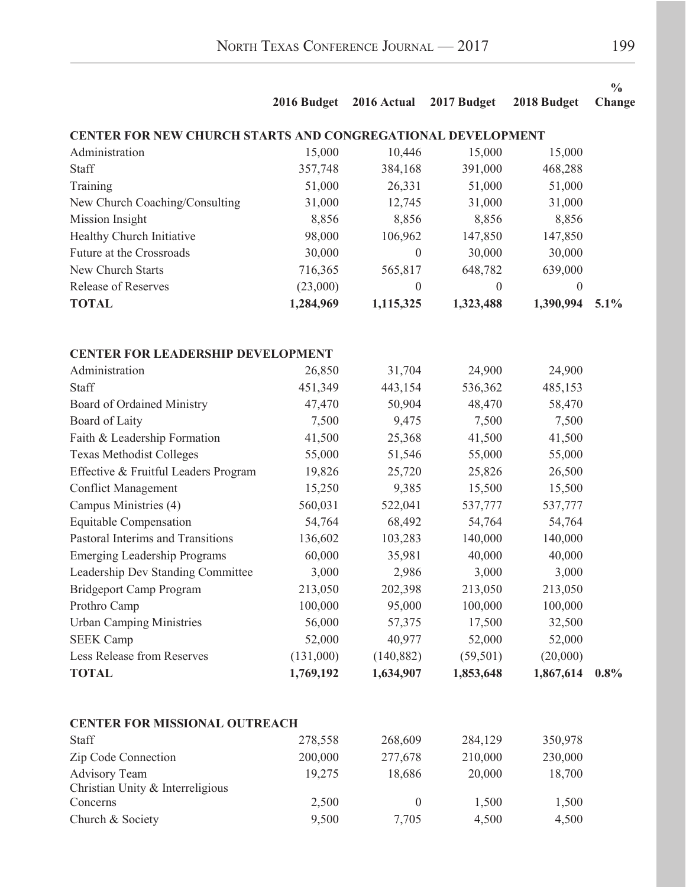| | 2016 Budget | 2016 Actual | 2017 Budget | 2018 Budget | % Change |
|---|---|---|---|---|---|
| **CENTER FOR NEW CHURCH STARTS AND CONGREGATIONAL DEVELOPMENT** | | | | | |
| Administration | 15,000 | 10,446 | 15,000 | 15,000 | |
| Staff | 357,748 | 384,168 | 391,000 | 468,288 | |
| Training | 51,000 | 26,331 | 51,000 | 51,000 | |
| New Church Coaching/Consulting | 31,000 | 12,745 | 31,000 | 31,000 | |
| Mission Insight | 8,856 | 8,856 | 8,856 | 8,856 | |
| Healthy Church Initiative | 98,000 | 106,962 | 147,850 | 147,850 | |
| Future at the Crossroads | 30,000 | 0 | 30,000 | 30,000 | |
| New Church Starts | 716,365 | 565,817 | 648,782 | 639,000 | |
| Release of Reserves | (23,000) | 0 | 0 | 0 | |
| **TOTAL** | **1,284,969** | **1,115,325** | **1,323,488** | **1,390,994** | **5.1%** |
| | | | | | |
| **CENTER FOR LEADERSHIP DEVELOPMENT** | | | | | |
| Administration | 26,850 | 31,704 | 24,900 | 24,900 | |
| Staff | 451,349 | 443,154 | 536,362 | 485,153 | |
| Board of Ordained Ministry | 47,470 | 50,904 | 48,470 | 58,470 | |
| Board of Laity | 7,500 | 9,475 | 7,500 | 7,500 | |
| Faith & Leadership Formation | 41,500 | 25,368 | 41,500 | 41,500 | |
| Texas Methodist Colleges | 55,000 | 51,546 | 55,000 | 55,000 | |
| Effective & Fruitful Leaders Program | 19,826 | 25,720 | 25,826 | 26,500 | |
| Conflict Management | 15,250 | 9,385 | 15,500 | 15,500 | |
| Campus Ministries (4) | 560,031 | 522,041 | 537,777 | 537,777 | |
| Equitable Compensation | 54,764 | 68,492 | 54,764 | 54,764 | |
| Pastoral Interims and Transitions | 136,602 | 103,283 | 140,000 | 140,000 | |
| Emerging Leadership Programs | 60,000 | 35,981 | 40,000 | 40,000 | |
| Leadership Dev Standing Committee | 3,000 | 2,986 | 3,000 | 3,000 | |
| Bridgeport Camp Program | 213,050 | 202,398 | 213,050 | 213,050 | |
| Prothro Camp | 100,000 | 95,000 | 100,000 | 100,000 | |
| Urban Camping Ministries | 56,000 | 57,375 | 17,500 | 32,500 | |
| SEEK Camp | 52,000 | 40,977 | 52,000 | 52,000 | |
| Less Release from Reserves | (131,000) | (140,882) | (59,501) | (20,000) | |
| **TOTAL** | **1,769,192** | **1,634,907** | **1,853,648** | **1,867,614** | **0.8%** |
| | | | | | |
| **CENTER FOR MISSIONAL OUTREACH** | | | | | |
| Staff | 278,558 | 268,609 | 284,129 | 350,978 | |
| Zip Code Connection | 200,000 | 277,678 | 210,000 | 230,000 | |
| Advisory Team | 19,275 | 18,686 | 20,000 | 18,700 | |
| Christian Unity & Interreligious Concerns | 2,500 | 0 | 1,500 | 1,500 | |
| Church & Society | 9,500 | 7,705 | 4,500 | 4,500 | |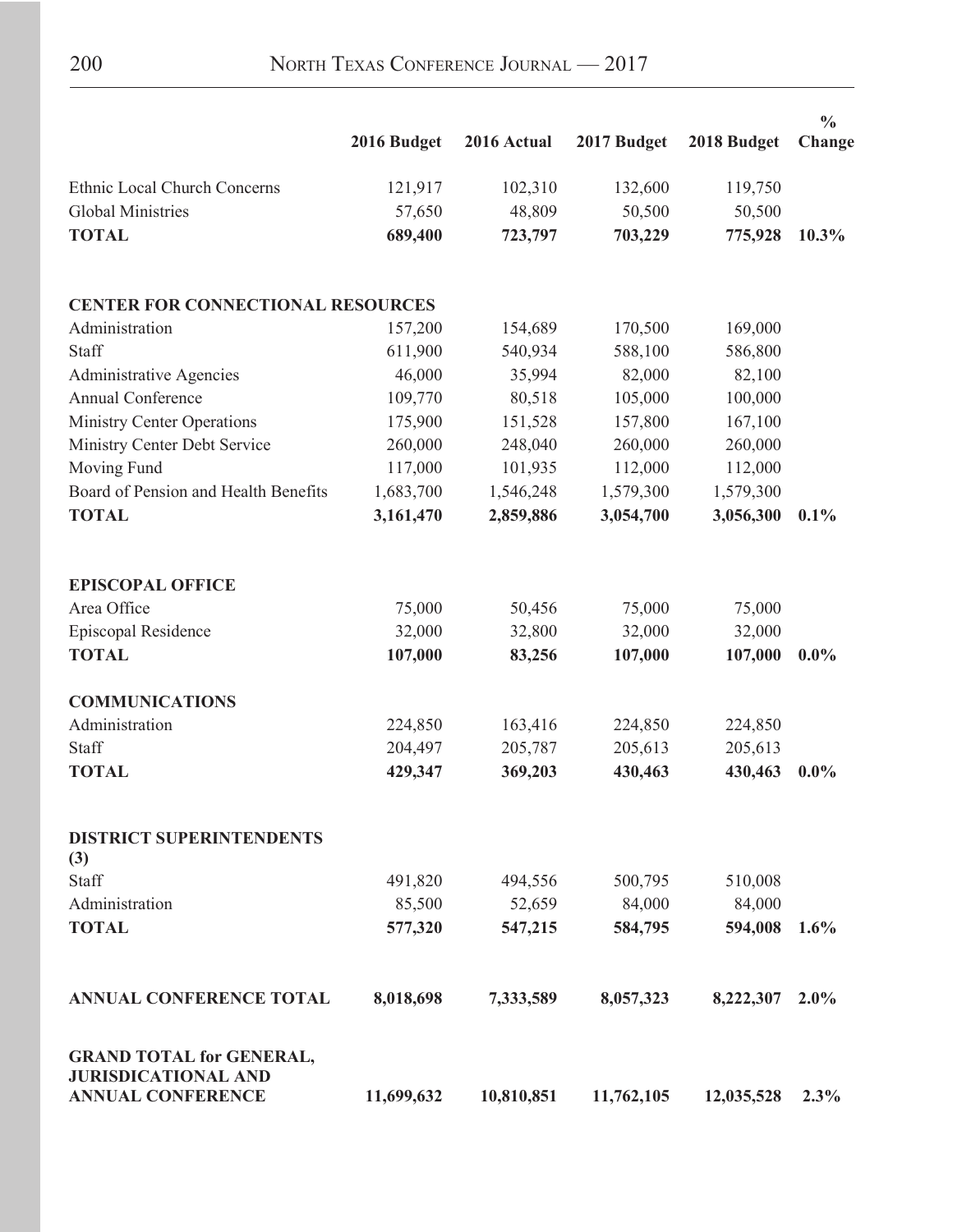| | 2016 Budget | 2016 Actual | 2017 Budget | 2018 Budget | % Change |
|---|---|---|---|---|---|
| Ethnic Local Church Concerns | 121,917 | 102,310 | 132,600 | 119,750 | |
| Global Ministries | 57,650 | 48,809 | 50,500 | 50,500 | |
| **TOTAL** | **689,400** | **723,797** | **703,229** | **775,928** | **10.3%** |
| | | | | | |
| **CENTER FOR CONNECTIONAL RESOURCES** | | | | | |
| Administration | 157,200 | 154,689 | 170,500 | 169,000 | |
| Staff | 611,900 | 540,934 | 588,100 | 586,800 | |
| Administrative Agencies | 46,000 | 35,994 | 82,000 | 82,100 | |
| Annual Conference | 109,770 | 80,518 | 105,000 | 100,000 | |
| Ministry Center Operations | 175,900 | 151,528 | 157,800 | 167,100 | |
| Ministry Center Debt Service | 260,000 | 248,040 | 260,000 | 260,000 | |
| Moving Fund | 117,000 | 101,935 | 112,000 | 112,000 | |
| Board of Pension and Health Benefits | 1,683,700 | 1,546,248 | 1,579,300 | 1,579,300 | |
| **TOTAL** | **3,161,470** | **2,859,886** | **3,054,700** | **3,056,300** | **0.1%** |
| | | | | | |
| **EPISCOPAL OFFICE** | | | | | |
| Area Office | 75,000 | 50,456 | 75,000 | 75,000 | |
| Episcopal Residence | 32,000 | 32,800 | 32,000 | 32,000 | |
| **TOTAL** | **107,000** | **83,256** | **107,000** | **107,000** | **0.0%** |
| | | | | | |
| **COMMUNICATIONS** | | | | | |
| Administration | 224,850 | 163,416 | 224,850 | 224,850 | |
| Staff | 204,497 | 205,787 | 205,613 | 205,613 | |
| **TOTAL** | **429,347** | **369,203** | **430,463** | **430,463** | **0.0%** |
| | | | | | |
| **DISTRICT SUPERINTENDENTS (3)** | | | | | |
| Staff | 491,820 | 494,556 | 500,795 | 510,008 | |
| Administration | 85,500 | 52,659 | 84,000 | 84,000 | |
| **TOTAL** | **577,320** | **547,215** | **584,795** | **594,008** | **1.6%** |
| | | | | | |
| **ANNUAL CONFERENCE TOTAL** | **8,018,698** | **7,333,589** | **8,057,323** | **8,222,307** | **2.0%** |
| | | | | | |
| **GRAND TOTAL for GENERAL, JURISDICATIONAL AND ANNUAL CONFERENCE** | **11,699,632** | **10,810,851** | **11,762,105** | **12,035,528** | **2.3%** |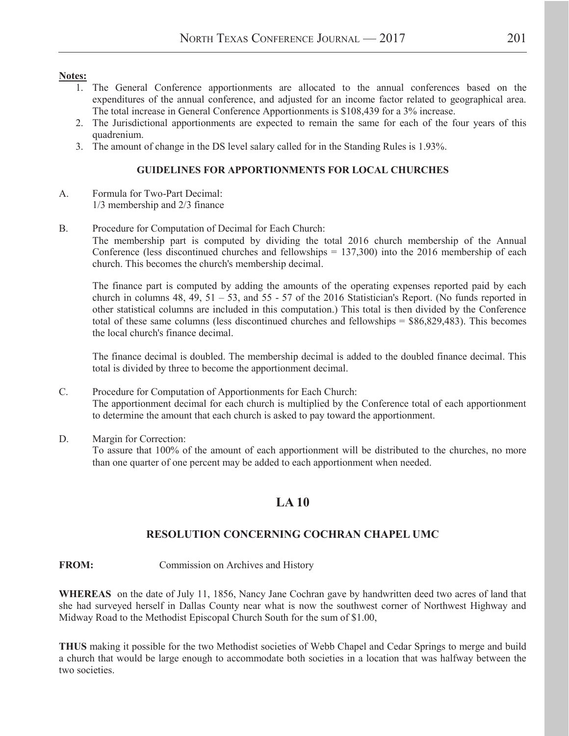**Notes:**

1. The General Conference apportionments are allocated to the annual conferences based on the expenditures of the annual conference, and adjusted for an income factor related to geographical area. The total increase in General Conference Apportionments is $108,439 for a 3% increase.
2. The Jurisdictional apportionments are expected to remain the same for each of the four years of this quadrenium.
3. The amount of change in the DS level salary called for in the Standing Rules is 1.93%.

### GUIDELINES FOR APPORTIONMENTS FOR LOCAL CHURCHES

A. Formula for Two-Part Decimal:
1/3 membership and 2/3 finance

B. Procedure for Computation of Decimal for Each Church:
The membership part is computed by dividing the total 2016 church membership of the Annual Conference (less discontinued churches and fellowships = 137,300) into the 2016 membership of each church. This becomes the church's membership decimal.

The finance part is computed by adding the amounts of the operating expenses reported paid by each church in columns 48, 49, 51 – 53, and 55 - 57 of the 2016 Statistician's Report. (No funds reported in other statistical columns are included in this computation.) This total is then divided by the Conference total of these same columns (less discontinued churches and fellowships = $86,829,483). This becomes the local church's finance decimal.

The finance decimal is doubled. The membership decimal is added to the doubled finance decimal. This total is divided by three to become the apportionment decimal.

C. Procedure for Computation of Apportionments for Each Church:
The apportionment decimal for each church is multiplied by the Conference total of each apportionment to determine the amount that each church is asked to pay toward the apportionment.

D. Margin for Correction:
To assure that 100% of the amount of each apportionment will be distributed to the churches, no more than one quarter of one percent may be added to each apportionment when needed.

## LA 10

### RESOLUTION CONCERNING COCHRAN CHAPEL UMC

**FROM:** Commission on Archives and History

**WHEREAS** on the date of July 11, 1856, Nancy Jane Cochran gave by handwritten deed two acres of land that she had surveyed herself in Dallas County near what is now the southwest corner of Northwest Highway and Midway Road to the Methodist Episcopal Church South for the sum of $1.00,

**THUS** making it possible for the two Methodist societies of Webb Chapel and Cedar Springs to merge and build a church that would be large enough to accommodate both societies in a location that was halfway between the two societies.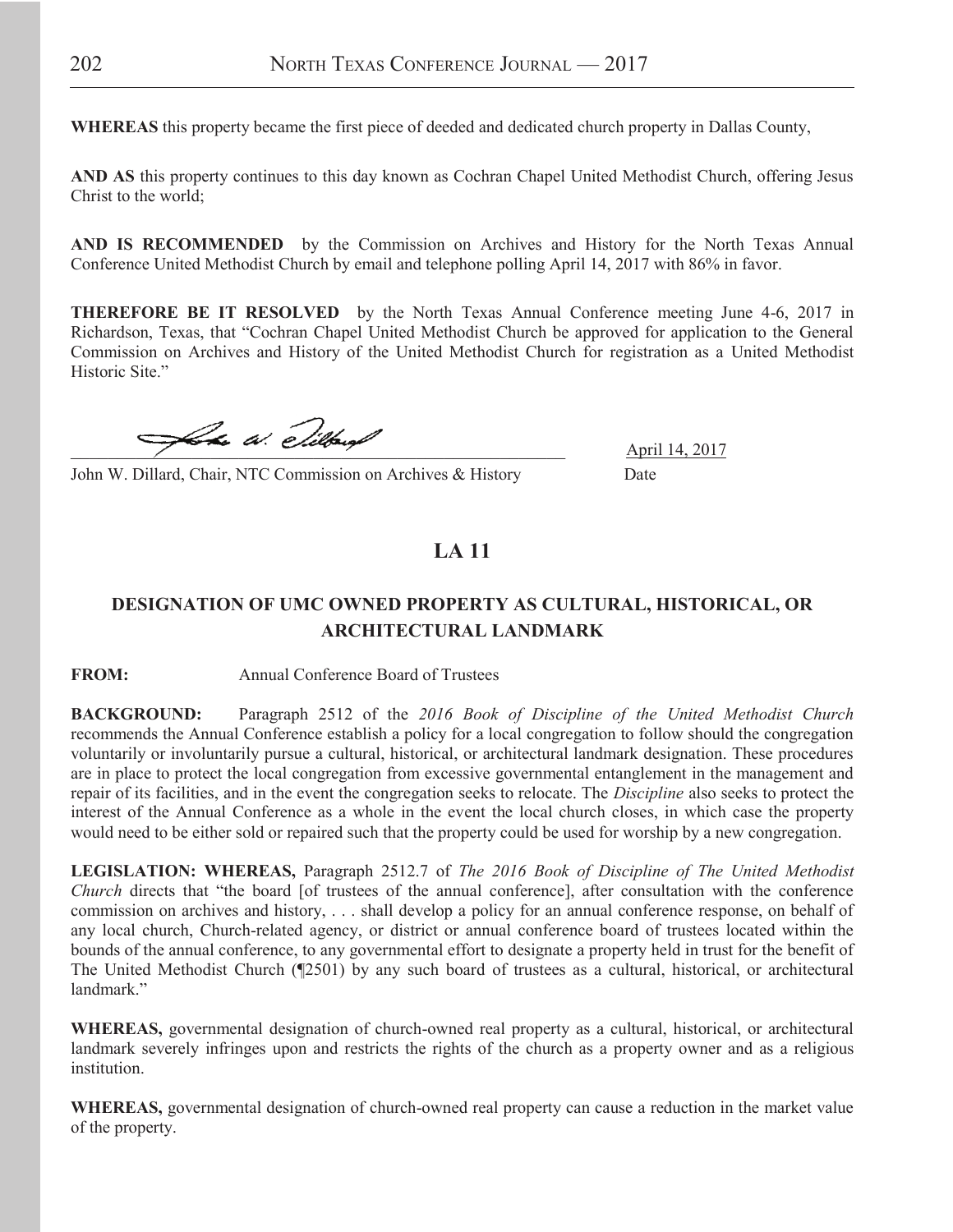**WHEREAS** this property became the first piece of deeded and dedicated church property in Dallas County,

**AND AS** this property continues to this day known as Cochran Chapel United Methodist Church, offering Jesus Christ to the world;

**AND IS RECOMMENDED** by the Commission on Archives and History for the North Texas Annual Conference United Methodist Church by email and telephone polling April 14, 2017 with 86% in favor.

**THEREFORE BE IT RESOLVED** by the North Texas Annual Conference meeting June 4-6, 2017 in Richardson, Texas, that "Cochran Chapel United Methodist Church be approved for application to the General Commission on Archives and History of the United Methodist Church for registration as a United Methodist Historic Site."

John W. Dillard, Chair, NTC Commission on Archives & History — April 14, 2017 (Date)

## LA 11

### DESIGNATION OF UMC OWNED PROPERTY AS CULTURAL, HISTORICAL, OR ARCHITECTURAL LANDMARK

**FROM:** Annual Conference Board of Trustees

**BACKGROUND:** Paragraph 2512 of the *2016 Book of Discipline of the United Methodist Church* recommends the Annual Conference establish a policy for a local congregation to follow should the congregation voluntarily or involuntarily pursue a cultural, historical, or architectural landmark designation. These procedures are in place to protect the local congregation from excessive governmental entanglement in the management and repair of its facilities, and in the event the congregation seeks to relocate. The *Discipline* also seeks to protect the interest of the Annual Conference as a whole in the event the local church closes, in which case the property would need to be either sold or repaired such that the property could be used for worship by a new congregation.

**LEGISLATION: WHEREAS,** Paragraph 2512.7 of *The 2016 Book of Discipline of The United Methodist Church* directs that "the board [of trustees of the annual conference], after consultation with the conference commission on archives and history, . . . shall develop a policy for an annual conference response, on behalf of any local church, Church-related agency, or district or annual conference board of trustees located within the bounds of the annual conference, to any governmental effort to designate a property held in trust for the benefit of The United Methodist Church (¶2501) by any such board of trustees as a cultural, historical, or architectural landmark."

**WHEREAS,** governmental designation of church-owned real property as a cultural, historical, or architectural landmark severely infringes upon and restricts the rights of the church as a property owner and as a religious institution.

**WHEREAS,** governmental designation of church-owned real property can cause a reduction in the market value of the property.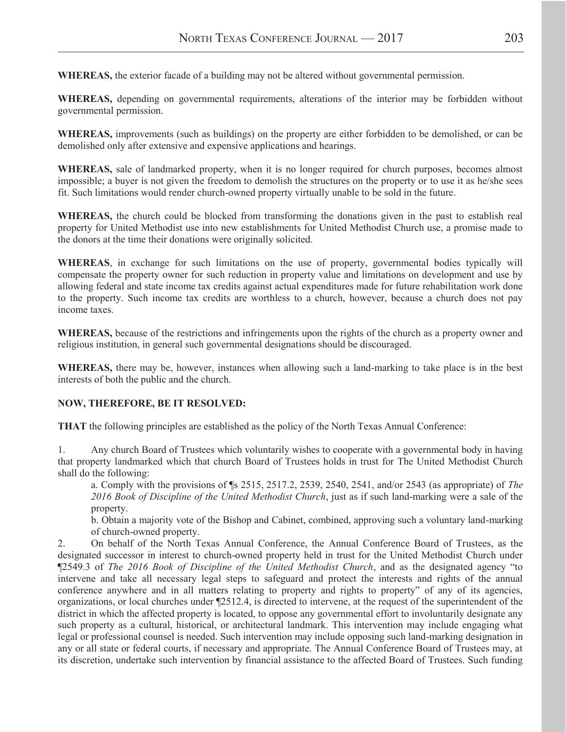**WHEREAS,** the exterior facade of a building may not be altered without governmental permission.

**WHEREAS,** depending on governmental requirements, alterations of the interior may be forbidden without governmental permission.

**WHEREAS,** improvements (such as buildings) on the property are either forbidden to be demolished, or can be demolished only after extensive and expensive applications and hearings.

**WHEREAS,** sale of landmarked property, when it is no longer required for church purposes, becomes almost impossible; a buyer is not given the freedom to demolish the structures on the property or to use it as he/she sees fit. Such limitations would render church-owned property virtually unable to be sold in the future.

**WHEREAS,** the church could be blocked from transforming the donations given in the past to establish real property for United Methodist use into new establishments for United Methodist Church use, a promise made to the donors at the time their donations were originally solicited.

**WHEREAS**, in exchange for such limitations on the use of property, governmental bodies typically will compensate the property owner for such reduction in property value and limitations on development and use by allowing federal and state income tax credits against actual expenditures made for future rehabilitation work done to the property. Such income tax credits are worthless to a church, however, because a church does not pay income taxes.

**WHEREAS,** because of the restrictions and infringements upon the rights of the church as a property owner and religious institution, in general such governmental designations should be discouraged.

**WHEREAS,** there may be, however, instances when allowing such a land-marking to take place is in the best interests of both the public and the church.

**NOW, THEREFORE, BE IT RESOLVED:**

**THAT** the following principles are established as the policy of the North Texas Annual Conference:

1. Any church Board of Trustees which voluntarily wishes to cooperate with a governmental body in having that property landmarked which that church Board of Trustees holds in trust for The United Methodist Church shall do the following:

   a. Comply with the provisions of ¶s 2515, 2517.2, 2539, 2540, 2541, and/or 2543 (as appropriate) of *The 2016 Book of Discipline of the United Methodist Church*, just as if such land-marking were a sale of the property.

   b. Obtain a majority vote of the Bishop and Cabinet, combined, approving such a voluntary land-marking of church-owned property.

2. On behalf of the North Texas Annual Conference, the Annual Conference Board of Trustees, as the designated successor in interest to church-owned property held in trust for the United Methodist Church under ¶2549.3 of *The 2016 Book of Discipline of the United Methodist Church*, and as the designated agency "to intervene and take all necessary legal steps to safeguard and protect the interests and rights of the annual conference anywhere and in all matters relating to property and rights to property" of any of its agencies, organizations, or local churches under ¶2512.4, is directed to intervene, at the request of the superintendent of the district in which the affected property is located, to oppose any governmental effort to involuntarily designate any such property as a cultural, historical, or architectural landmark. This intervention may include engaging what legal or professional counsel is needed. Such intervention may include opposing such land-marking designation in any or all state or federal courts, if necessary and appropriate. The Annual Conference Board of Trustees may, at its discretion, undertake such intervention by financial assistance to the affected Board of Trustees. Such funding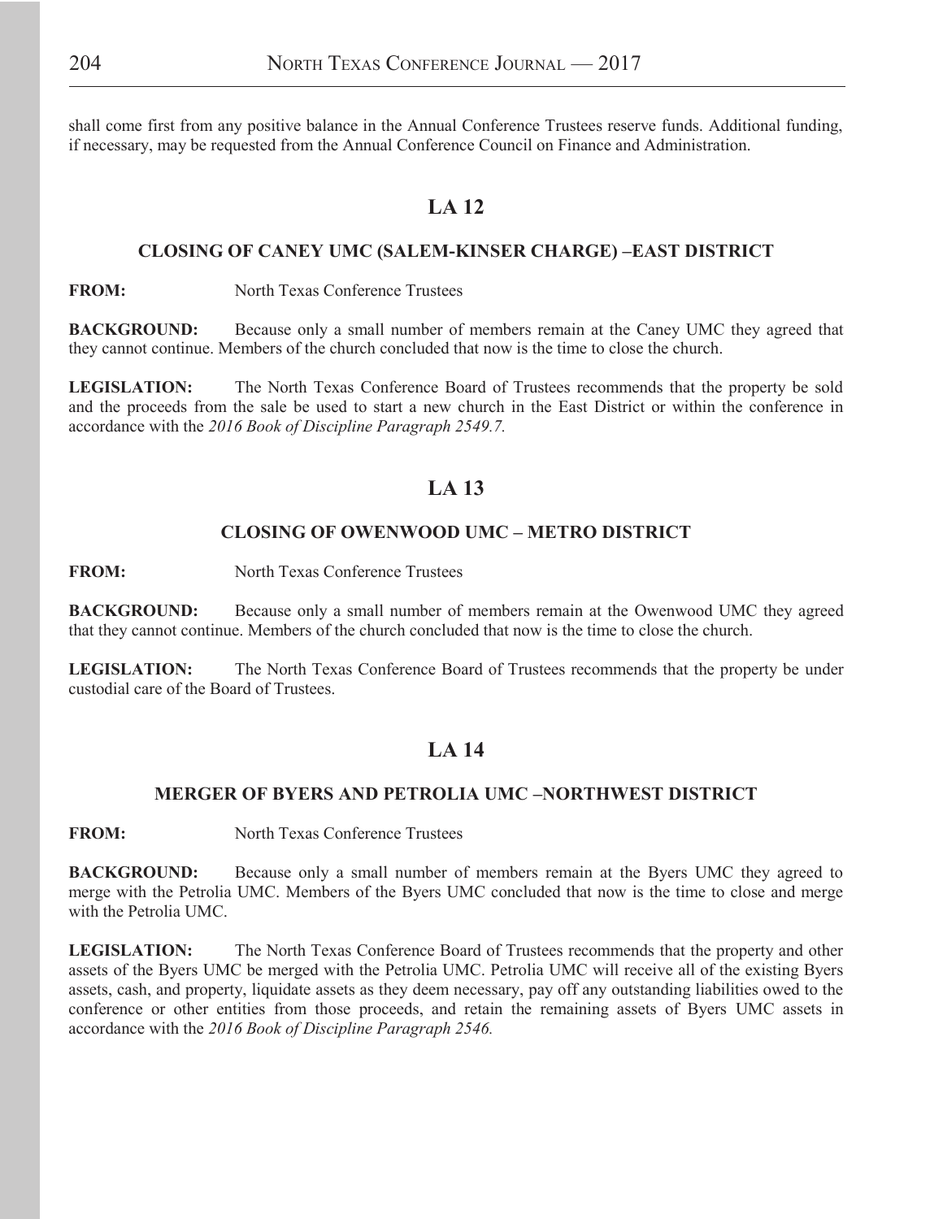shall come first from any positive balance in the Annual Conference Trustees reserve funds. Additional funding, if necessary, may be requested from the Annual Conference Council on Finance and Administration.

## LA 12

### CLOSING OF CANEY UMC (SALEM-KINSER CHARGE) –EAST DISTRICT

**FROM:** North Texas Conference Trustees

**BACKGROUND:** Because only a small number of members remain at the Caney UMC they agreed that they cannot continue. Members of the church concluded that now is the time to close the church.

**LEGISLATION:** The North Texas Conference Board of Trustees recommends that the property be sold and the proceeds from the sale be used to start a new church in the East District or within the conference in accordance with the *2016 Book of Discipline Paragraph 2549.7.*

## LA 13

### CLOSING OF OWENWOOD UMC – METRO DISTRICT

**FROM:** North Texas Conference Trustees

**BACKGROUND:** Because only a small number of members remain at the Owenwood UMC they agreed that they cannot continue. Members of the church concluded that now is the time to close the church.

**LEGISLATION:** The North Texas Conference Board of Trustees recommends that the property be under custodial care of the Board of Trustees.

## LA 14

### MERGER OF BYERS AND PETROLIA UMC –NORTHWEST DISTRICT

**FROM:** North Texas Conference Trustees

**BACKGROUND:** Because only a small number of members remain at the Byers UMC they agreed to merge with the Petrolia UMC. Members of the Byers UMC concluded that now is the time to close and merge with the Petrolia UMC.

**LEGISLATION:** The North Texas Conference Board of Trustees recommends that the property and other assets of the Byers UMC be merged with the Petrolia UMC. Petrolia UMC will receive all of the existing Byers assets, cash, and property, liquidate assets as they deem necessary, pay off any outstanding liabilities owed to the conference or other entities from those proceeds, and retain the remaining assets of Byers UMC assets in accordance with the *2016 Book of Discipline Paragraph 2546.*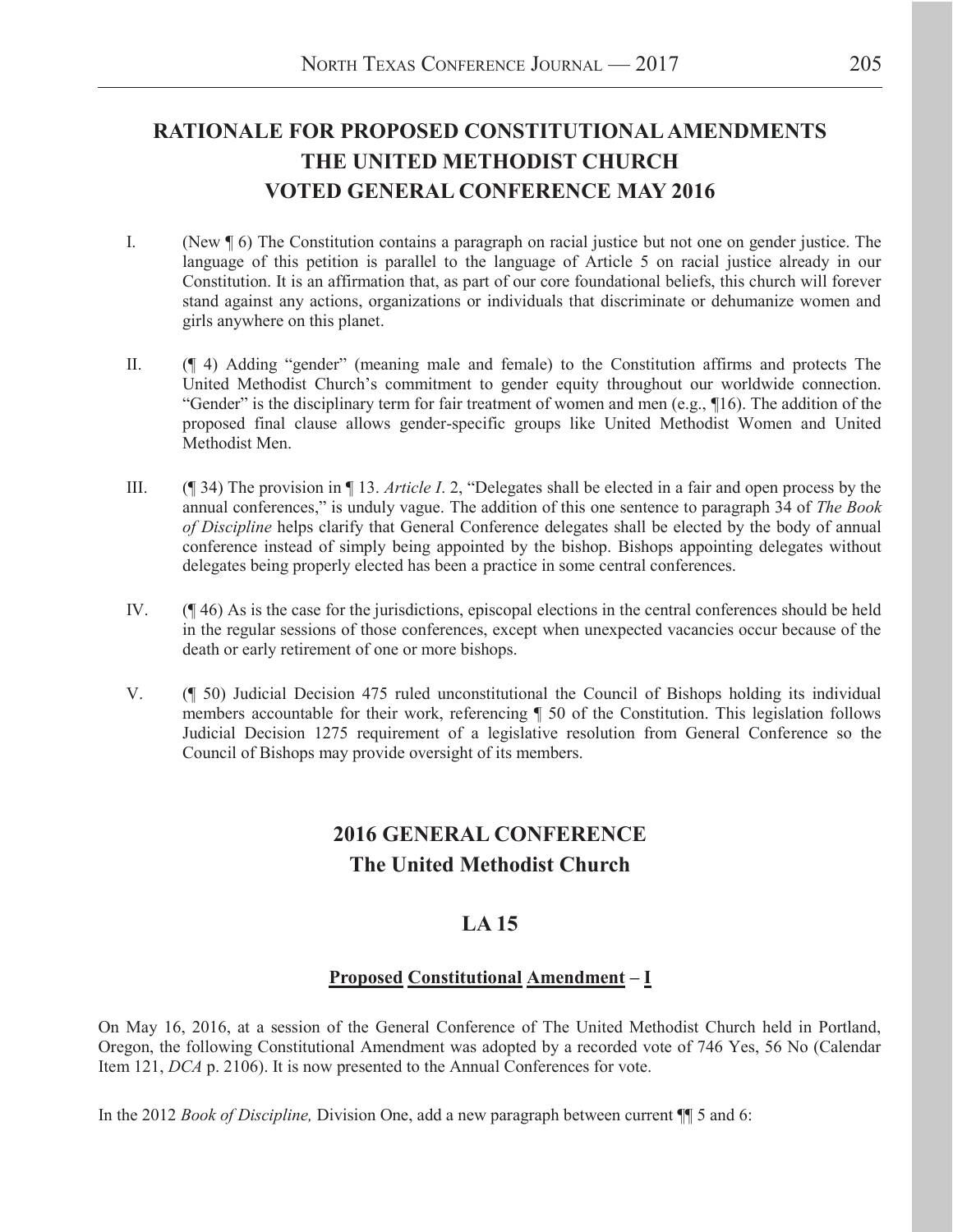# RATIONALE FOR PROPOSED CONSTITUTIONAL AMENDMENTS THE UNITED METHODIST CHURCH VOTED GENERAL CONFERENCE MAY 2016

I. (New ¶ 6) The Constitution contains a paragraph on racial justice but not one on gender justice. The language of this petition is parallel to the language of Article 5 on racial justice already in our Constitution. It is an affirmation that, as part of our core foundational beliefs, this church will forever stand against any actions, organizations or individuals that discriminate or dehumanize women and girls anywhere on this planet.

II. (¶ 4) Adding "gender" (meaning male and female) to the Constitution affirms and protects The United Methodist Church's commitment to gender equity throughout our worldwide connection. "Gender" is the disciplinary term for fair treatment of women and men (e.g., ¶16). The addition of the proposed final clause allows gender-specific groups like United Methodist Women and United Methodist Men.

III. (¶ 34) The provision in ¶ 13. *Article I*. 2, "Delegates shall be elected in a fair and open process by the annual conferences," is unduly vague. The addition of this one sentence to paragraph 34 of *The Book of Discipline* helps clarify that General Conference delegates shall be elected by the body of annual conference instead of simply being appointed by the bishop. Bishops appointing delegates without delegates being properly elected has been a practice in some central conferences.

IV. (¶ 46) As is the case for the jurisdictions, episcopal elections in the central conferences should be held in the regular sessions of those conferences, except when unexpected vacancies occur because of the death or early retirement of one or more bishops.

V. (¶ 50) Judicial Decision 475 ruled unconstitutional the Council of Bishops holding its individual members accountable for their work, referencing ¶ 50 of the Constitution. This legislation follows Judicial Decision 1275 requirement of a legislative resolution from General Conference so the Council of Bishops may provide oversight of its members.

## 2016 GENERAL CONFERENCE
## The United Methodist Church

## LA 15

### Proposed Constitutional Amendment – I

On May 16, 2016, at a session of the General Conference of The United Methodist Church held in Portland, Oregon, the following Constitutional Amendment was adopted by a recorded vote of 746 Yes, 56 No (Calendar Item 121, *DCA* p. 2106). It is now presented to the Annual Conferences for vote.

In the 2012 *Book of Discipline,* Division One, add a new paragraph between current ¶¶ 5 and 6: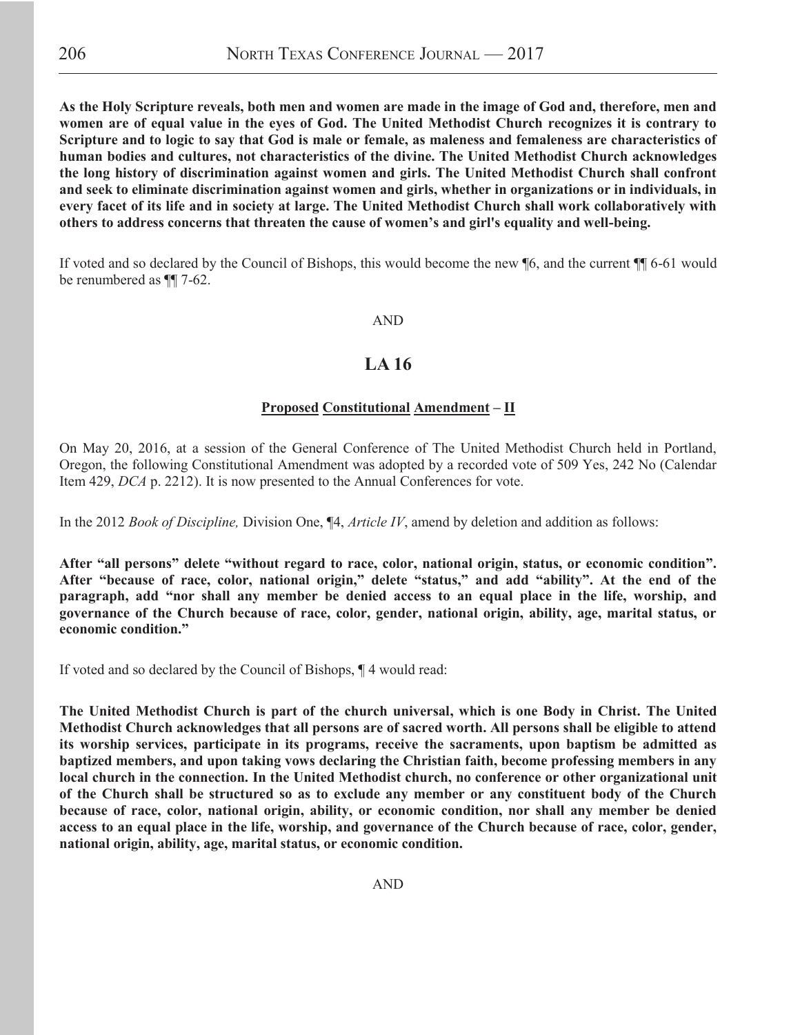**As the Holy Scripture reveals, both men and women are made in the image of God and, therefore, men and women are of equal value in the eyes of God. The United Methodist Church recognizes it is contrary to Scripture and to logic to say that God is male or female, as maleness and femaleness are characteristics of human bodies and cultures, not characteristics of the divine. The United Methodist Church acknowledges the long history of discrimination against women and girls. The United Methodist Church shall confront and seek to eliminate discrimination against women and girls, whether in organizations or in individuals, in every facet of its life and in society at large. The United Methodist Church shall work collaboratively with others to address concerns that threaten the cause of women's and girl's equality and well-being.**

If voted and so declared by the Council of Bishops, this would become the new ¶6, and the current ¶¶ 6-61 would be renumbered as ¶¶ 7-62.

AND

## LA 16

### Proposed Constitutional Amendment – II

On May 20, 2016, at a session of the General Conference of The United Methodist Church held in Portland, Oregon, the following Constitutional Amendment was adopted by a recorded vote of 509 Yes, 242 No (Calendar Item 429, *DCA* p. 2212). It is now presented to the Annual Conferences for vote.

In the 2012 *Book of Discipline,* Division One, ¶4, *Article IV*, amend by deletion and addition as follows:

**After "all persons" delete "without regard to race, color, national origin, status, or economic condition". After "because of race, color, national origin," delete "status," and add "ability". At the end of the paragraph, add "nor shall any member be denied access to an equal place in the life, worship, and governance of the Church because of race, color, gender, national origin, ability, age, marital status, or economic condition."**

If voted and so declared by the Council of Bishops, ¶ 4 would read:

**The United Methodist Church is part of the church universal, which is one Body in Christ. The United Methodist Church acknowledges that all persons are of sacred worth. All persons shall be eligible to attend its worship services, participate in its programs, receive the sacraments, upon baptism be admitted as baptized members, and upon taking vows declaring the Christian faith, become professing members in any local church in the connection. In the United Methodist church, no conference or other organizational unit of the Church shall be structured so as to exclude any member or any constituent body of the Church because of race, color, national origin, ability, or economic condition, nor shall any member be denied access to an equal place in the life, worship, and governance of the Church because of race, color, gender, national origin, ability, age, marital status, or economic condition.**

AND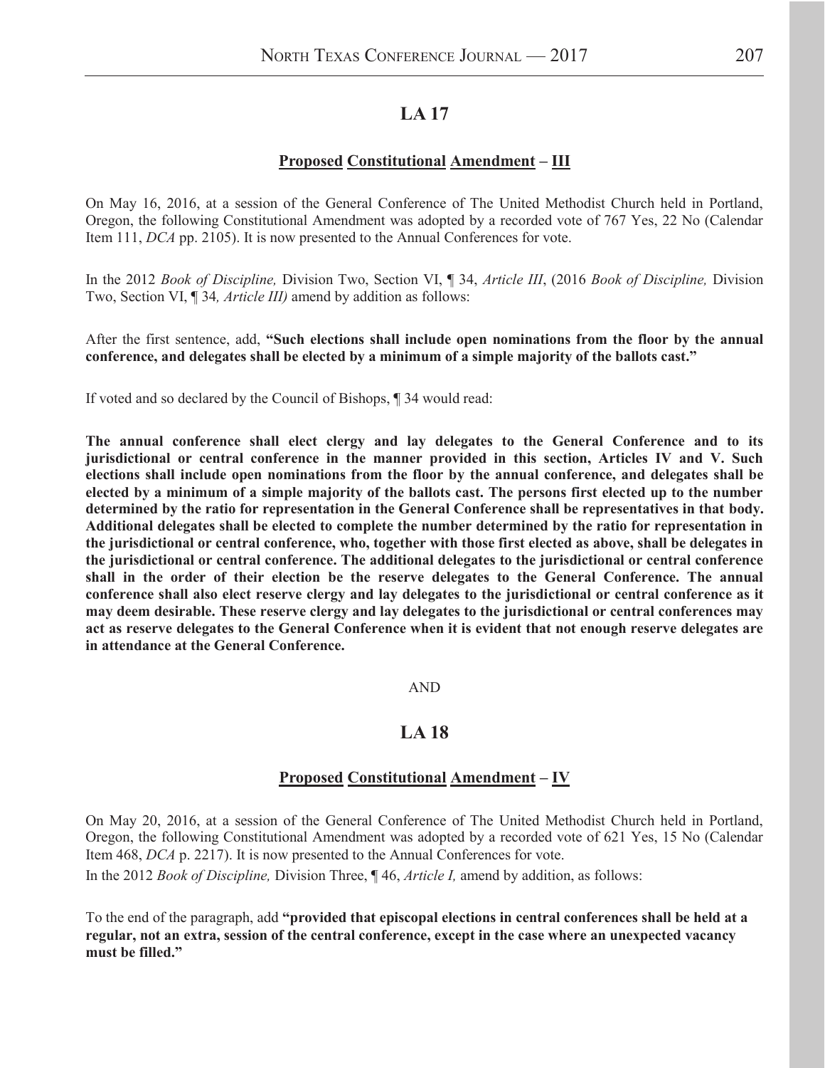## LA 17

### Proposed Constitutional Amendment – III

On May 16, 2016, at a session of the General Conference of The United Methodist Church held in Portland, Oregon, the following Constitutional Amendment was adopted by a recorded vote of 767 Yes, 22 No (Calendar Item 111, *DCA* pp. 2105). It is now presented to the Annual Conferences for vote.

In the 2012 *Book of Discipline,* Division Two, Section VI, ¶ 34, *Article III*, (2016 *Book of Discipline,* Division Two, Section VI, ¶ 34*, Article III)* amend by addition as follows:

After the first sentence, add, **"Such elections shall include open nominations from the floor by the annual conference, and delegates shall be elected by a minimum of a simple majority of the ballots cast."**

If voted and so declared by the Council of Bishops, ¶ 34 would read:

**The annual conference shall elect clergy and lay delegates to the General Conference and to its jurisdictional or central conference in the manner provided in this section, Articles IV and V. Such elections shall include open nominations from the floor by the annual conference, and delegates shall be elected by a minimum of a simple majority of the ballots cast. The persons first elected up to the number determined by the ratio for representation in the General Conference shall be representatives in that body. Additional delegates shall be elected to complete the number determined by the ratio for representation in the jurisdictional or central conference, who, together with those first elected as above, shall be delegates in the jurisdictional or central conference. The additional delegates to the jurisdictional or central conference shall in the order of their election be the reserve delegates to the General Conference. The annual conference shall also elect reserve clergy and lay delegates to the jurisdictional or central conference as it may deem desirable. These reserve clergy and lay delegates to the jurisdictional or central conferences may act as reserve delegates to the General Conference when it is evident that not enough reserve delegates are in attendance at the General Conference.**

AND

## LA 18

### Proposed Constitutional Amendment – IV

On May 20, 2016, at a session of the General Conference of The United Methodist Church held in Portland, Oregon, the following Constitutional Amendment was adopted by a recorded vote of 621 Yes, 15 No (Calendar Item 468, *DCA* p. 2217). It is now presented to the Annual Conferences for vote.

In the 2012 *Book of Discipline,* Division Three, ¶ 46, *Article I,* amend by addition, as follows:

To the end of the paragraph, add **"provided that episcopal elections in central conferences shall be held at a regular, not an extra, session of the central conference, except in the case where an unexpected vacancy must be filled."**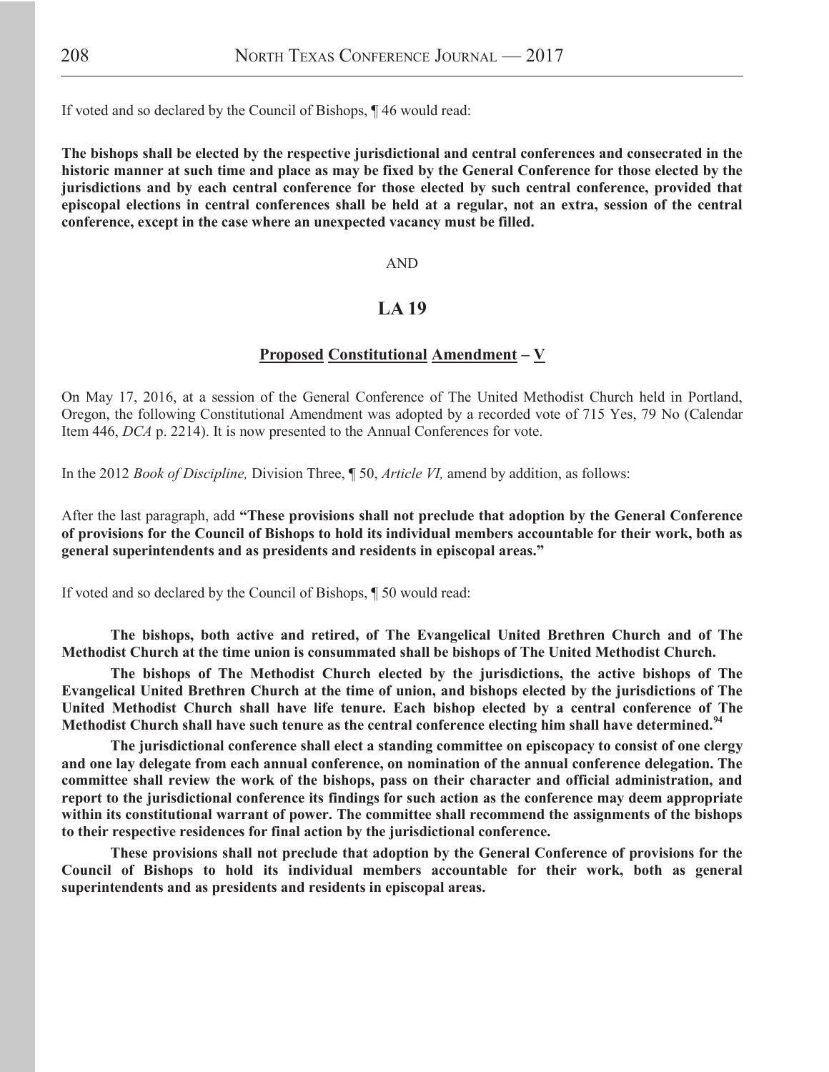If voted and so declared by the Council of Bishops, ¶ 46 would read:

**The bishops shall be elected by the respective jurisdictional and central conferences and consecrated in the historic manner at such time and place as may be fixed by the General Conference for those elected by the jurisdictions and by each central conference for those elected by such central conference, provided that episcopal elections in central conferences shall be held at a regular, not an extra, session of the central conference, except in the case where an unexpected vacancy must be filled.**

AND

## LA 19

### Proposed Constitutional Amendment – V

On May 17, 2016, at a session of the General Conference of The United Methodist Church held in Portland, Oregon, the following Constitutional Amendment was adopted by a recorded vote of 715 Yes, 79 No (Calendar Item 446, *DCA* p. 2214). It is now presented to the Annual Conferences for vote.

In the 2012 *Book of Discipline,* Division Three, ¶ 50, *Article VI,* amend by addition, as follows:

After the last paragraph, add **"These provisions shall not preclude that adoption by the General Conference of provisions for the Council of Bishops to hold its individual members accountable for their work, both as general superintendents and as presidents and residents in episcopal areas."**

If voted and so declared by the Council of Bishops, ¶ 50 would read:

**The bishops, both active and retired, of The Evangelical United Brethren Church and of The Methodist Church at the time union is consummated shall be bishops of The United Methodist Church.**

**The bishops of The Methodist Church elected by the jurisdictions, the active bishops of The Evangelical United Brethren Church at the time of union, and bishops elected by the jurisdictions of The United Methodist Church shall have life tenure. Each bishop elected by a central conference of The Methodist Church shall have such tenure as the central conference electing him shall have determined.**[94]

**The jurisdictional conference shall elect a standing committee on episcopacy to consist of one clergy and one lay delegate from each annual conference, on nomination of the annual conference delegation. The committee shall review the work of the bishops, pass on their character and official administration, and report to the jurisdictional conference its findings for such action as the conference may deem appropriate within its constitutional warrant of power. The committee shall recommend the assignments of the bishops to their respective residences for final action by the jurisdictional conference.**

**These provisions shall not preclude that adoption by the General Conference of provisions for the Council of Bishops to hold its individual members accountable for their work, both as general superintendents and as presidents and residents in episcopal areas.**